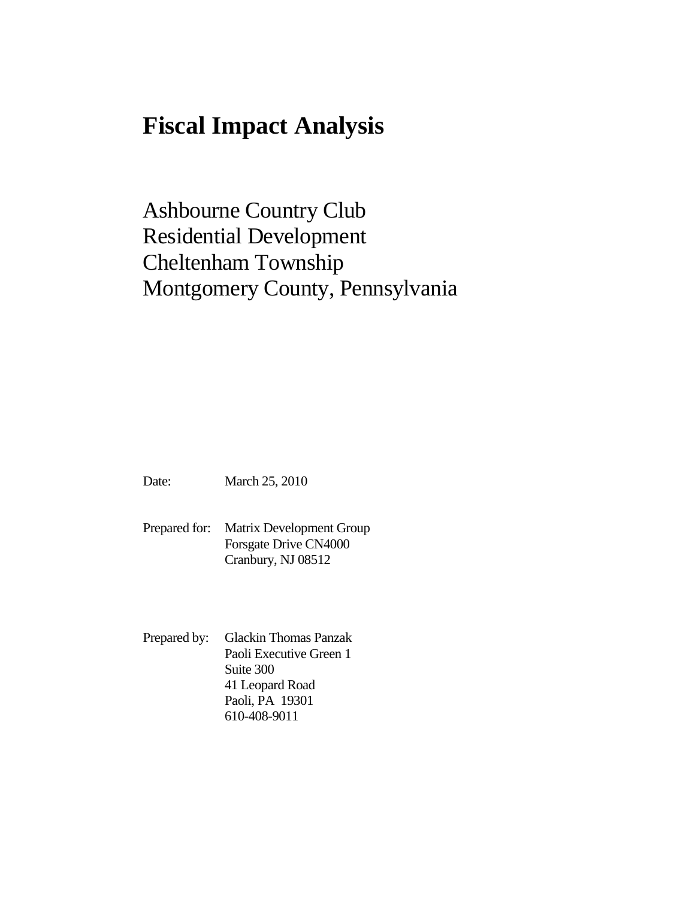# Fiscal Impact Analysis

Ashbourne Country Club
Residential Development
Cheltenham Township
Montgomery County, Pennsylvania

Date: March 25, 2010

Prepared for: Matrix Development Group
Forsgate Drive CN4000
Cranbury, NJ 08512

Prepared by: Glackin Thomas Panzak
Paoli Executive Green 1
Suite 300
41 Leopard Road
Paoli, PA 19301
610-408-9011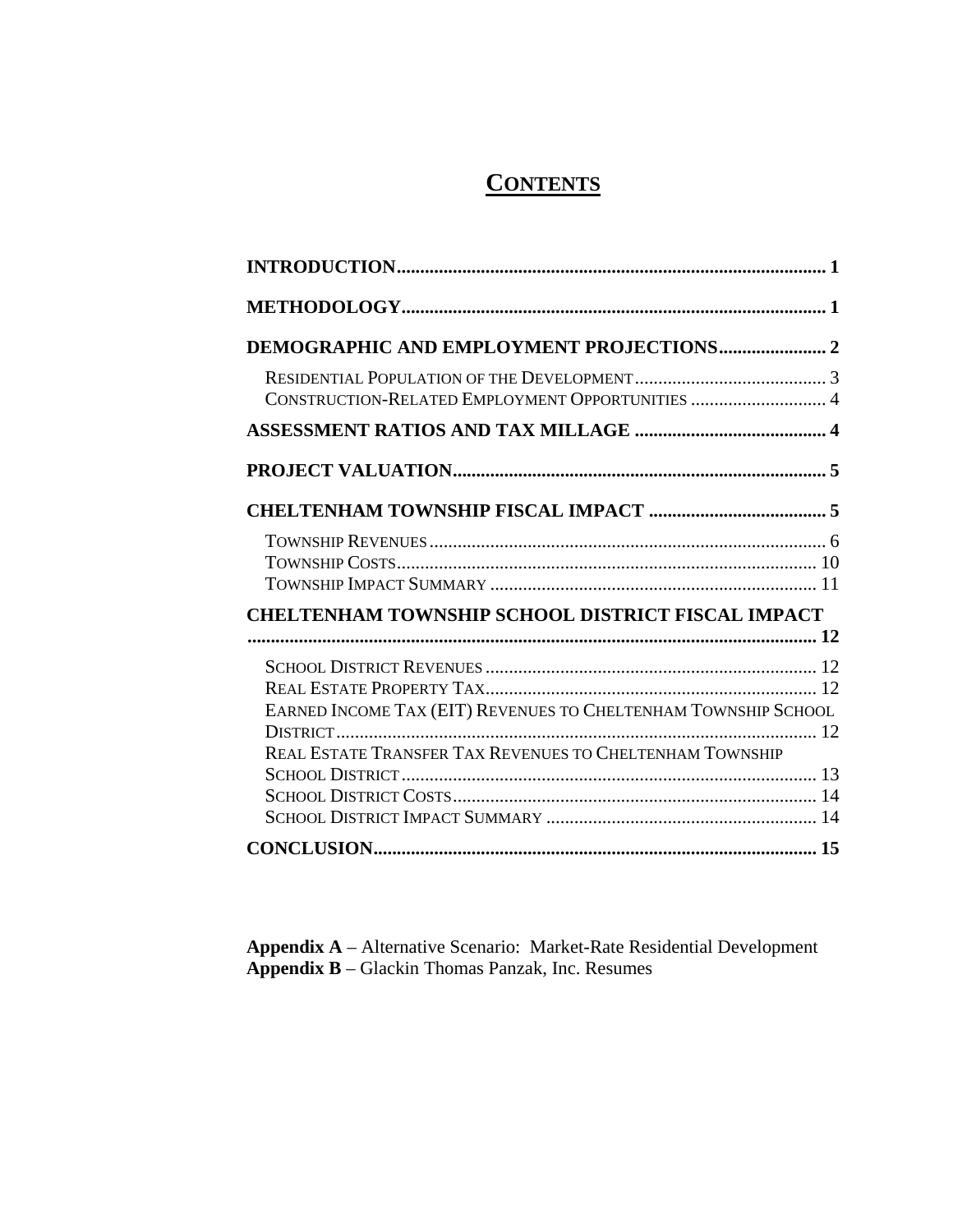# CONTENTS

**INTRODUCTION** .......... **1**

**METHODOLOGY** .......... **1**

**DEMOGRAPHIC AND EMPLOYMENT PROJECTIONS** .......... **2**

- Residential Population of the Development .......... 3
- Construction-Related Employment Opportunities .......... 4

**ASSESSMENT RATIOS AND TAX MILLAGE** .......... **4**

**PROJECT VALUATION** .......... **5**

**CHELTENHAM TOWNSHIP FISCAL IMPACT** .......... **5**

- Township Revenues .......... 6
- Township Costs .......... 10
- Township Impact Summary .......... 11

**CHELTENHAM TOWNSHIP SCHOOL DISTRICT FISCAL IMPACT** .......... **12**

- School District Revenues .......... 12
- Real Estate Property Tax .......... 12
- Earned Income Tax (EIT) Revenues to Cheltenham Township School District .......... 12
- Real Estate Transfer Tax Revenues to Cheltenham Township School District .......... 13
- School District Costs .......... 14
- School District Impact Summary .......... 14

**CONCLUSION** .......... **15**

**Appendix A** – Alternative Scenario: Market-Rate Residential Development
**Appendix B** – Glackin Thomas Panzak, Inc. Resumes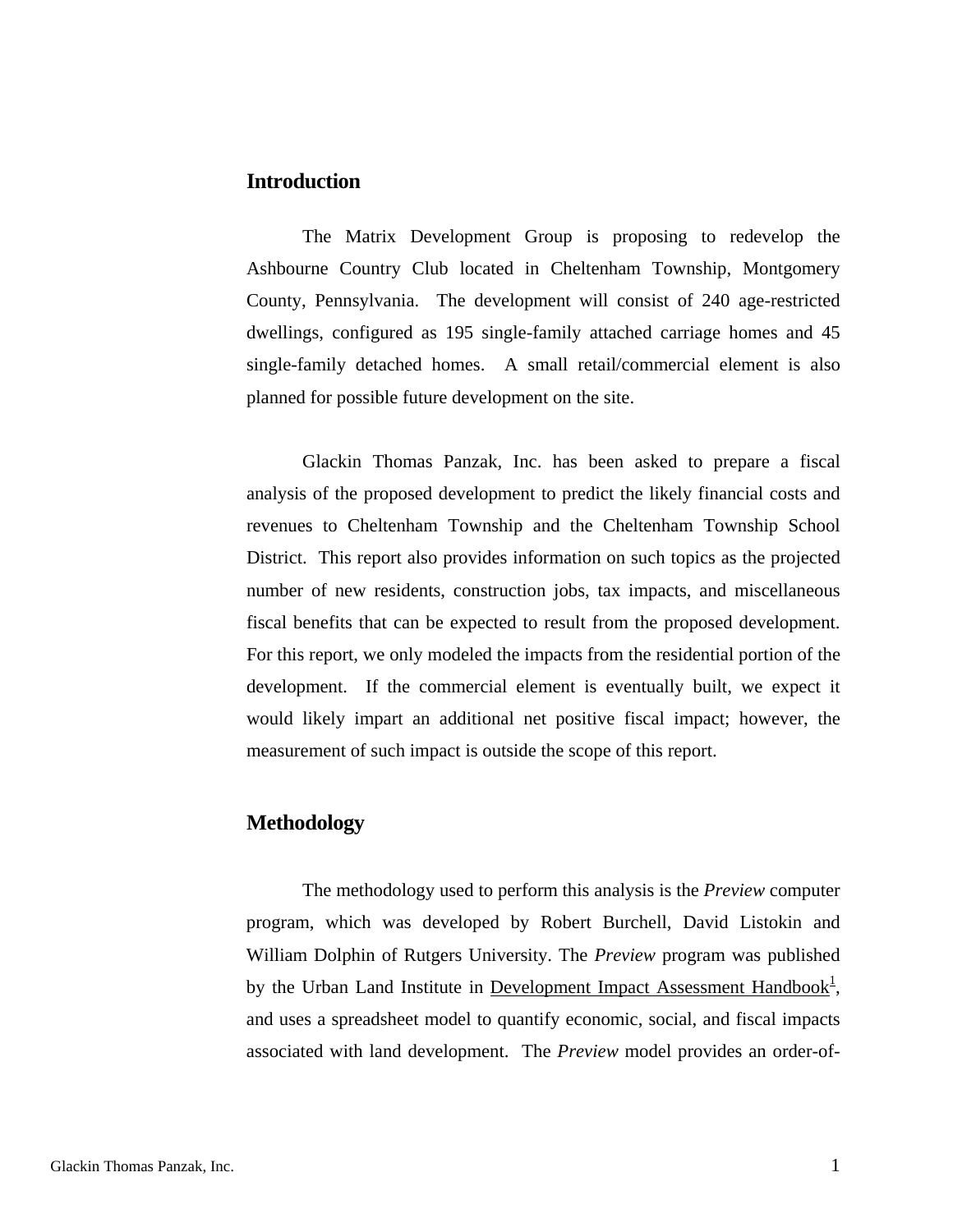## Introduction

The Matrix Development Group is proposing to redevelop the Ashbourne Country Club located in Cheltenham Township, Montgomery County, Pennsylvania. The development will consist of 240 age-restricted dwellings, configured as 195 single-family attached carriage homes and 45 single-family detached homes. A small retail/commercial element is also planned for possible future development on the site.

Glackin Thomas Panzak, Inc. has been asked to prepare a fiscal analysis of the proposed development to predict the likely financial costs and revenues to Cheltenham Township and the Cheltenham Township School District. This report also provides information on such topics as the projected number of new residents, construction jobs, tax impacts, and miscellaneous fiscal benefits that can be expected to result from the proposed development. For this report, we only modeled the impacts from the residential portion of the development. If the commercial element is eventually built, we expect it would likely impart an additional net positive fiscal impact; however, the measurement of such impact is outside the scope of this report.

## Methodology

The methodology used to perform this analysis is the *Preview* computer program, which was developed by Robert Burchell, David Listokin and William Dolphin of Rutgers University. The *Preview* program was published by the Urban Land Institute in Development Impact Assessment Handbook[1], and uses a spreadsheet model to quantify economic, social, and fiscal impacts associated with land development. The *Preview* model provides an order-of-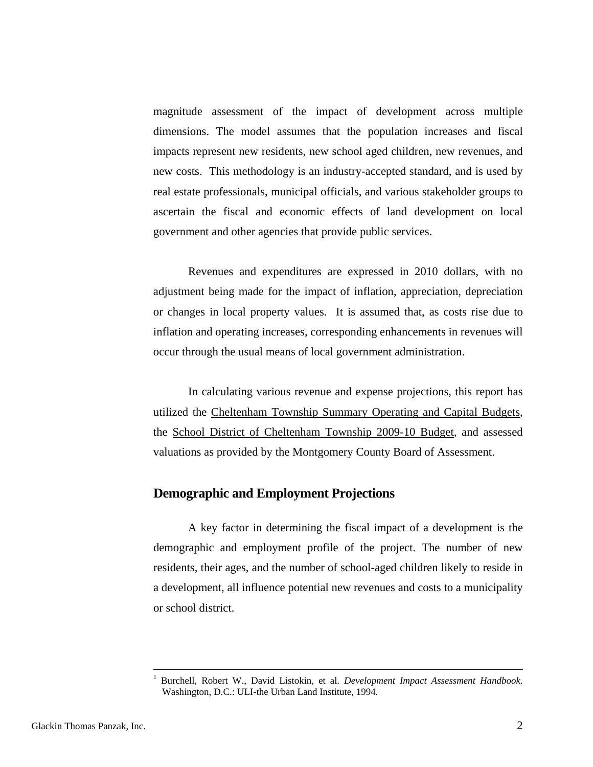magnitude assessment of the impact of development across multiple dimensions. The model assumes that the population increases and fiscal impacts represent new residents, new school aged children, new revenues, and new costs. This methodology is an industry-accepted standard, and is used by real estate professionals, municipal officials, and various stakeholder groups to ascertain the fiscal and economic effects of land development on local government and other agencies that provide public services.

Revenues and expenditures are expressed in 2010 dollars, with no adjustment being made for the impact of inflation, appreciation, depreciation or changes in local property values. It is assumed that, as costs rise due to inflation and operating increases, corresponding enhancements in revenues will occur through the usual means of local government administration.

In calculating various revenue and expense projections, this report has utilized the Cheltenham Township Summary Operating and Capital Budgets, the School District of Cheltenham Township 2009-10 Budget, and assessed valuations as provided by the Montgomery County Board of Assessment.

## Demographic and Employment Projections

A key factor in determining the fiscal impact of a development is the demographic and employment profile of the project. The number of new residents, their ages, and the number of school-aged children likely to reside in a development, all influence potential new revenues and costs to a municipality or school district.

---

[1] Burchell, Robert W., David Listokin, et al. *Development Impact Assessment Handbook.* Washington, D.C.: ULI-the Urban Land Institute, 1994.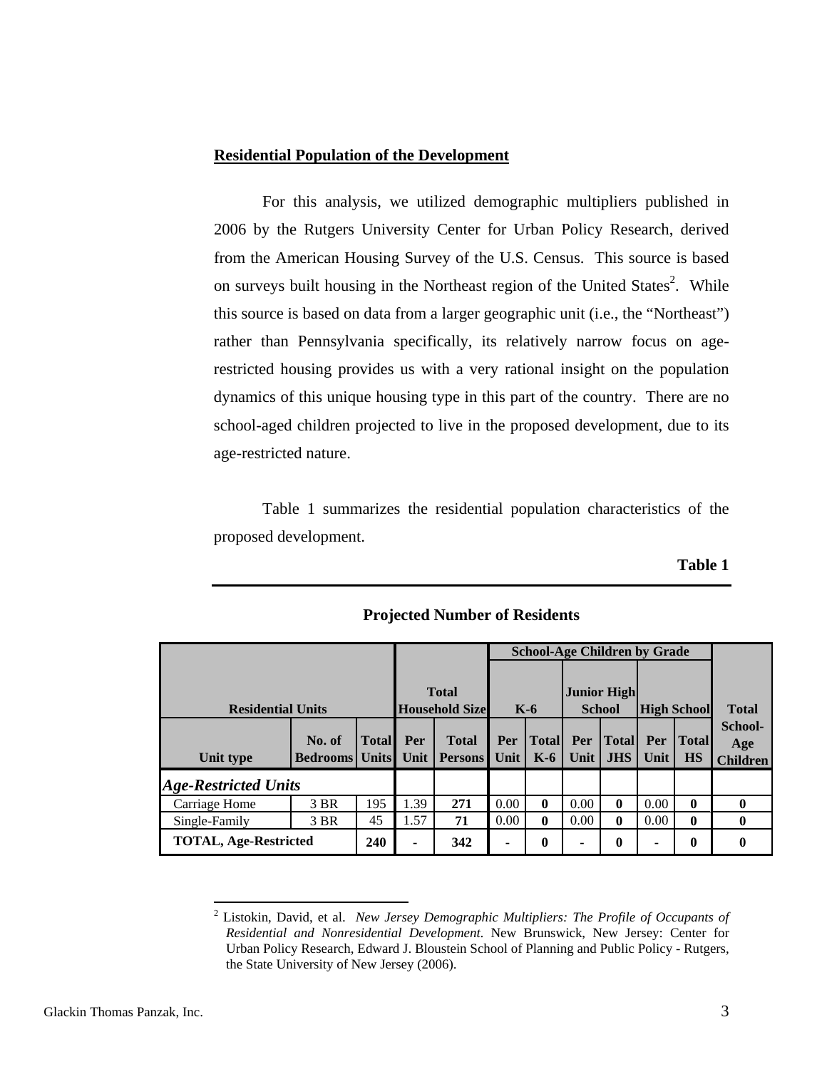## Residential Population of the Development

For this analysis, we utilized demographic multipliers published in 2006 by the Rutgers University Center for Urban Policy Research, derived from the American Housing Survey of the U.S. Census. This source is based on surveys built housing in the Northeast region of the United States[2]. While this source is based on data from a larger geographic unit (i.e., the "Northeast") rather than Pennsylvania specifically, its relatively narrow focus on age-restricted housing provides us with a very rational insight on the population dynamics of this unique housing type in this part of the country. There are no school-aged children projected to live in the proposed development, due to its age-restricted nature.

Table 1 summarizes the residential population characteristics of the proposed development.

**Table 1**

**Projected Number of Residents**

| Residential Units | | | Total Household Size | | School-Age Children by Grade: K-6 | | Junior High School | | High School | | Total School-Age Children |
|---|---|---|---|---|---|---|---|---|---|---|---|
| **Unit type** | **No. of Bedrooms** | **Total Units** | **Per Unit** | **Total Persons** | **Per Unit** | **Total K-6** | **Per Unit** | **Total JHS** | **Per Unit** | **Total HS** | |
| ***Age-Restricted Units*** | | | | | | | | | | | |
| Carriage Home | 3 BR | 195 | 1.39 | **271** | 0.00 | **0** | 0.00 | **0** | 0.00 | **0** | **0** |
| Single-Family | 3 BR | 45 | 1.57 | **71** | 0.00 | **0** | 0.00 | **0** | 0.00 | **0** | **0** |
| **TOTAL, Age-Restricted** | | **240** | **-** | **342** | **-** | **0** | **-** | **0** | **-** | **0** | **0** |

[2] Listokin, David, et al. *New Jersey Demographic Multipliers: The Profile of Occupants of Residential and Nonresidential Development.* New Brunswick, New Jersey: Center for Urban Policy Research, Edward J. Bloustein School of Planning and Public Policy - Rutgers, the State University of New Jersey (2006).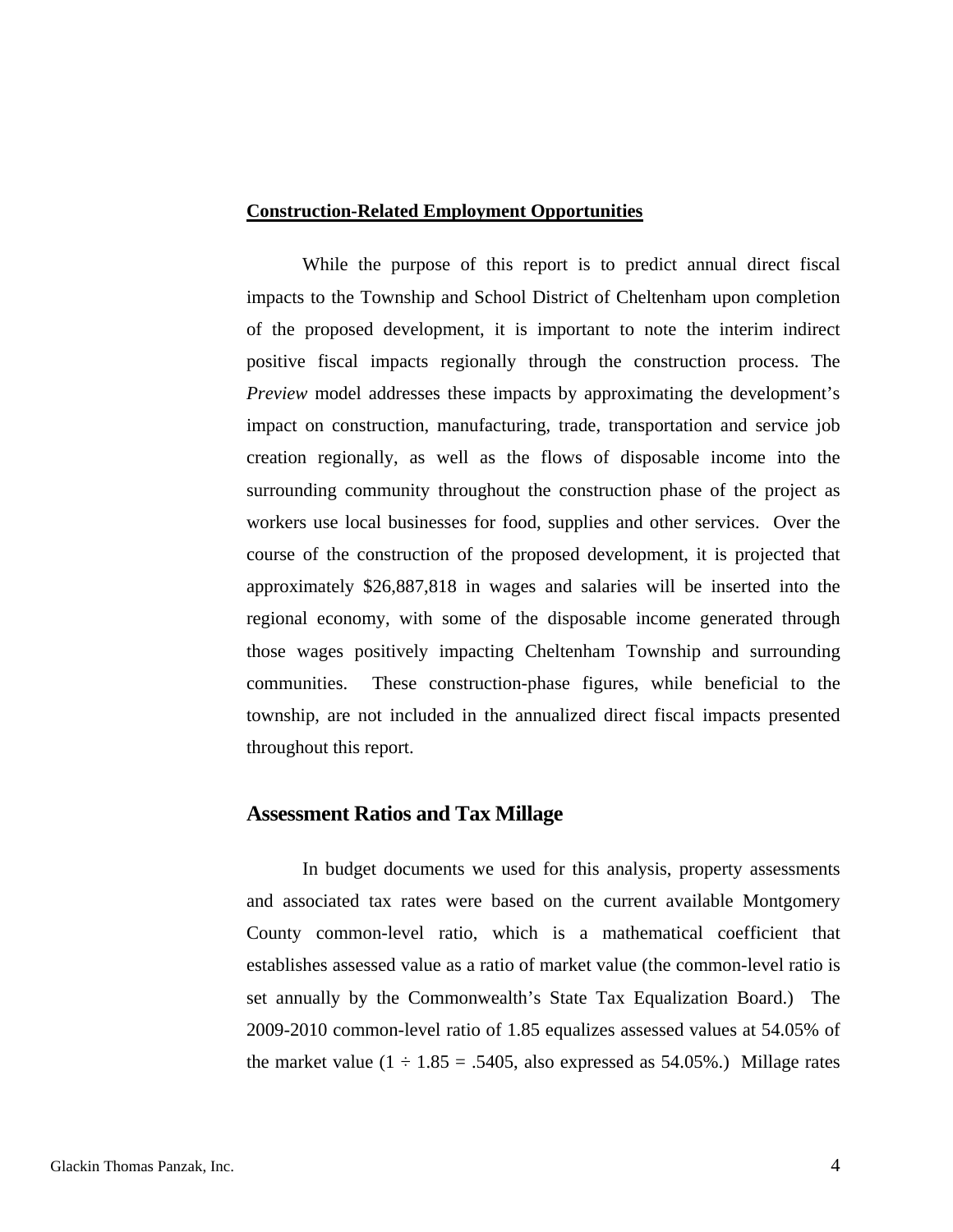**Construction-Related Employment Opportunities**

While the purpose of this report is to predict annual direct fiscal impacts to the Township and School District of Cheltenham upon completion of the proposed development, it is important to note the interim indirect positive fiscal impacts regionally through the construction process. The *Preview* model addresses these impacts by approximating the development's impact on construction, manufacturing, trade, transportation and service job creation regionally, as well as the flows of disposable income into the surrounding community throughout the construction phase of the project as workers use local businesses for food, supplies and other services. Over the course of the construction of the proposed development, it is projected that approximately $26,887,818 in wages and salaries will be inserted into the regional economy, with some of the disposable income generated through those wages positively impacting Cheltenham Township and surrounding communities. These construction-phase figures, while beneficial to the township, are not included in the annualized direct fiscal impacts presented throughout this report.

## Assessment Ratios and Tax Millage

In budget documents we used for this analysis, property assessments and associated tax rates were based on the current available Montgomery County common-level ratio, which is a mathematical coefficient that establishes assessed value as a ratio of market value (the common-level ratio is set annually by the Commonwealth's State Tax Equalization Board.) The 2009-2010 common-level ratio of 1.85 equalizes assessed values at 54.05% of the market value ($1 \div 1.85 = .5405$, also expressed as 54.05%.) Millage rates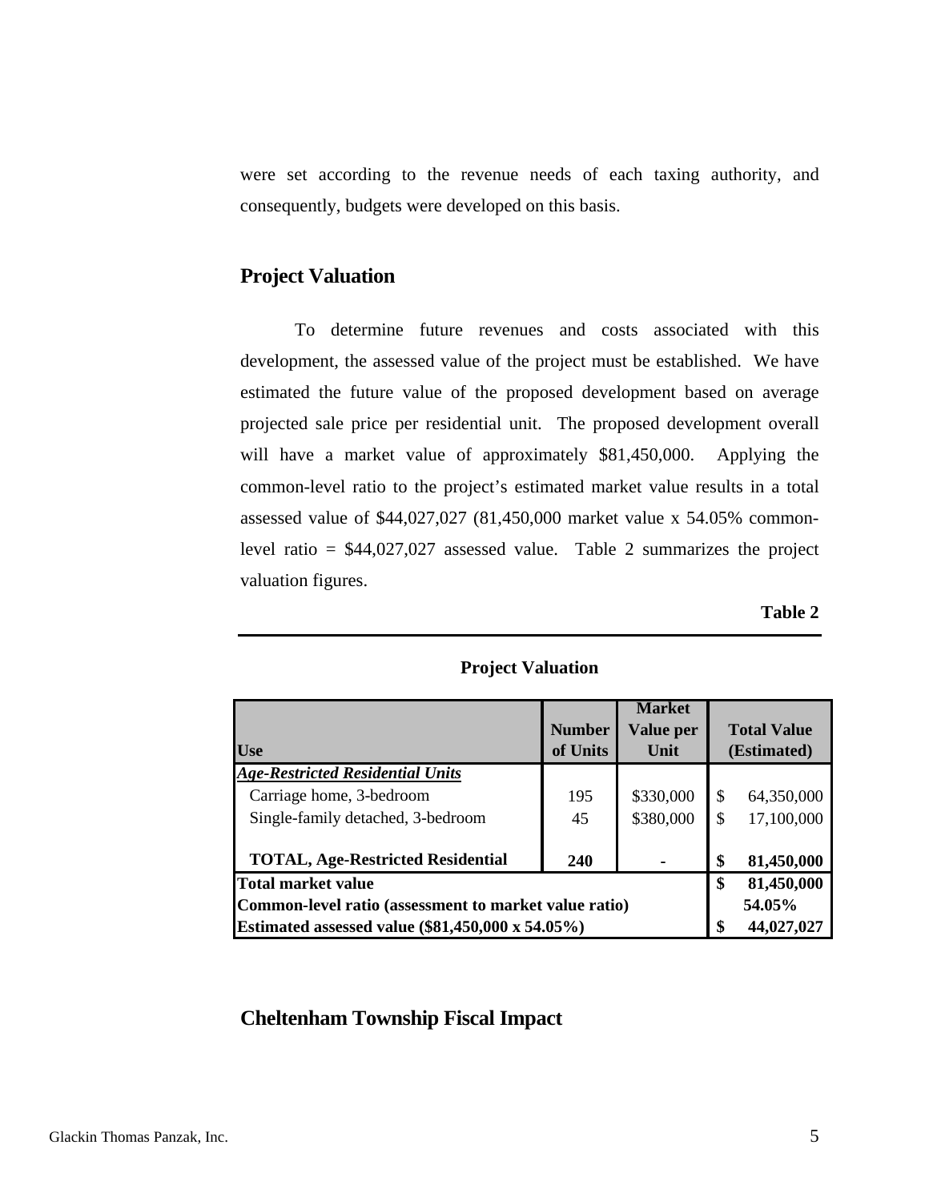were set according to the revenue needs of each taxing authority, and consequently, budgets were developed on this basis.

## Project Valuation

To determine future revenues and costs associated with this development, the assessed value of the project must be established. We have estimated the future value of the proposed development based on average projected sale price per residential unit. The proposed development overall will have a market value of approximately $81,450,000. Applying the common-level ratio to the project's estimated market value results in a total assessed value of $44,027,027 (81,450,000 market value x 54.05% common-level ratio = $44,027,027 assessed value. Table 2 summarizes the project valuation figures.

**Table 2**

**Project Valuation**

| Use | Number of Units | Market Value per Unit | Total Value (Estimated) |
|---|---|---|---|
| ***Age-Restricted Residential Units*** | | | |
| Carriage home, 3-bedroom | 195 | $330,000 | $ 64,350,000 |
| Single-family detached, 3-bedroom | 45 | $380,000 | $ 17,100,000 |
| **TOTAL, Age-Restricted Residential** | **240** | **-** | **$ 81,450,000** |
| **Total market value** | | | **$ 81,450,000** |
| **Common-level ratio (assessment to market value ratio)** | | | **54.05%** |
| **Estimated assessed value ($81,450,000 x 54.05%)** | | | **$ 44,027,027** |

## Cheltenham Township Fiscal Impact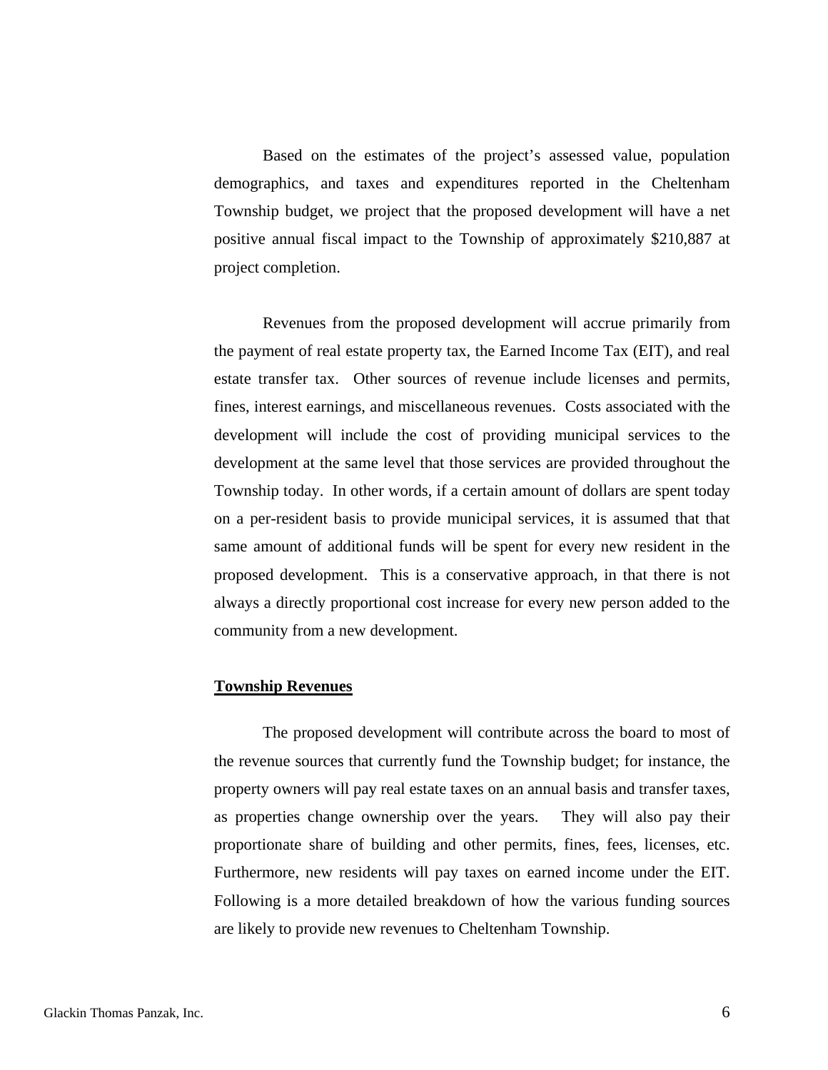Based on the estimates of the project's assessed value, population demographics, and taxes and expenditures reported in the Cheltenham Township budget, we project that the proposed development will have a net positive annual fiscal impact to the Township of approximately $210,887 at project completion.

Revenues from the proposed development will accrue primarily from the payment of real estate property tax, the Earned Income Tax (EIT), and real estate transfer tax. Other sources of revenue include licenses and permits, fines, interest earnings, and miscellaneous revenues. Costs associated with the development will include the cost of providing municipal services to the development at the same level that those services are provided throughout the Township today. In other words, if a certain amount of dollars are spent today on a per-resident basis to provide municipal services, it is assumed that that same amount of additional funds will be spent for every new resident in the proposed development. This is a conservative approach, in that there is not always a directly proportional cost increase for every new person added to the community from a new development.

**Township Revenues**

The proposed development will contribute across the board to most of the revenue sources that currently fund the Township budget; for instance, the property owners will pay real estate taxes on an annual basis and transfer taxes, as properties change ownership over the years. They will also pay their proportionate share of building and other permits, fines, fees, licenses, etc. Furthermore, new residents will pay taxes on earned income under the EIT. Following is a more detailed breakdown of how the various funding sources are likely to provide new revenues to Cheltenham Township.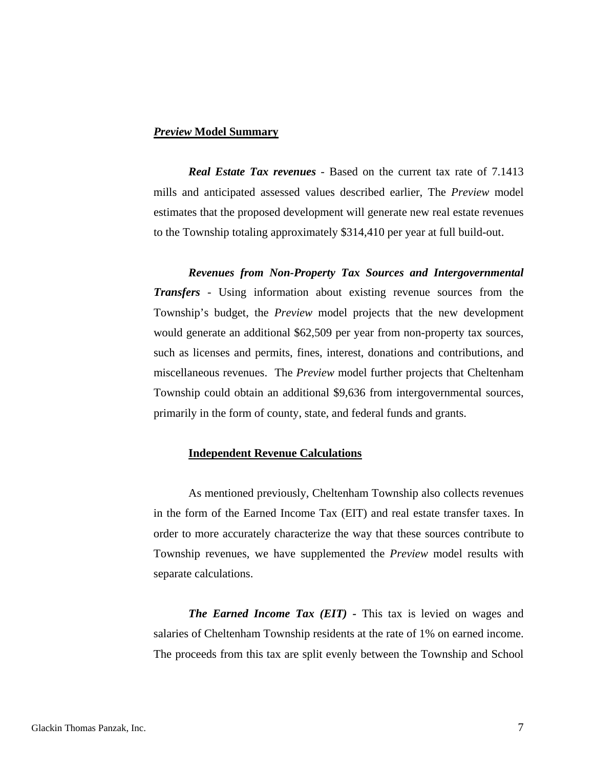## *Preview* Model Summary

***Real Estate Tax revenues*** - Based on the current tax rate of 7.1413 mills and anticipated assessed values described earlier, The *Preview* model estimates that the proposed development will generate new real estate revenues to the Township totaling approximately $314,410 per year at full build-out.

***Revenues from Non-Property Tax Sources and Intergovernmental Transfers*** - Using information about existing revenue sources from the Township's budget, the *Preview* model projects that the new development would generate an additional $62,509 per year from non-property tax sources, such as licenses and permits, fines, interest, donations and contributions, and miscellaneous revenues. The *Preview* model further projects that Cheltenham Township could obtain an additional $9,636 from intergovernmental sources, primarily in the form of county, state, and federal funds and grants.

### Independent Revenue Calculations

As mentioned previously, Cheltenham Township also collects revenues in the form of the Earned Income Tax (EIT) and real estate transfer taxes. In order to more accurately characterize the way that these sources contribute to Township revenues, we have supplemented the *Preview* model results with separate calculations.

***The Earned Income Tax (EIT)*** **-** This tax is levied on wages and salaries of Cheltenham Township residents at the rate of 1% on earned income. The proceeds from this tax are split evenly between the Township and School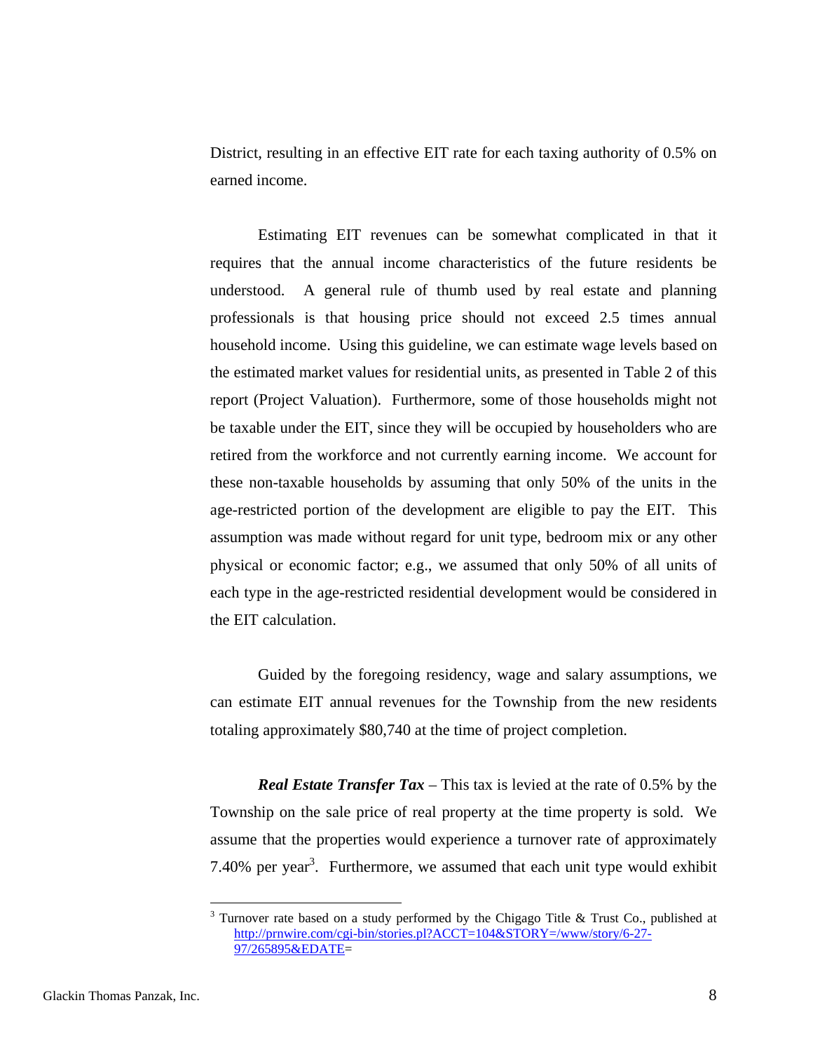District, resulting in an effective EIT rate for each taxing authority of 0.5% on earned income.

Estimating EIT revenues can be somewhat complicated in that it requires that the annual income characteristics of the future residents be understood. A general rule of thumb used by real estate and planning professionals is that housing price should not exceed 2.5 times annual household income. Using this guideline, we can estimate wage levels based on the estimated market values for residential units, as presented in Table 2 of this report (Project Valuation). Furthermore, some of those households might not be taxable under the EIT, since they will be occupied by householders who are retired from the workforce and not currently earning income. We account for these non-taxable households by assuming that only 50% of the units in the age-restricted portion of the development are eligible to pay the EIT. This assumption was made without regard for unit type, bedroom mix or any other physical or economic factor; e.g., we assumed that only 50% of all units of each type in the age-restricted residential development would be considered in the EIT calculation.

Guided by the foregoing residency, wage and salary assumptions, we can estimate EIT annual revenues for the Township from the new residents totaling approximately $80,740 at the time of project completion.

***Real Estate Transfer Tax*** – This tax is levied at the rate of 0.5% by the Township on the sale price of real property at the time property is sold. We assume that the properties would experience a turnover rate of approximately 7.40% per year[3]. Furthermore, we assumed that each unit type would exhibit

---

[3] Turnover rate based on a study performed by the Chigago Title & Trust Co., published at http://prnwire.com/cgi-bin/stories.pl?ACCT=104&STORY=/www/story/6-27-97/265895&EDATE=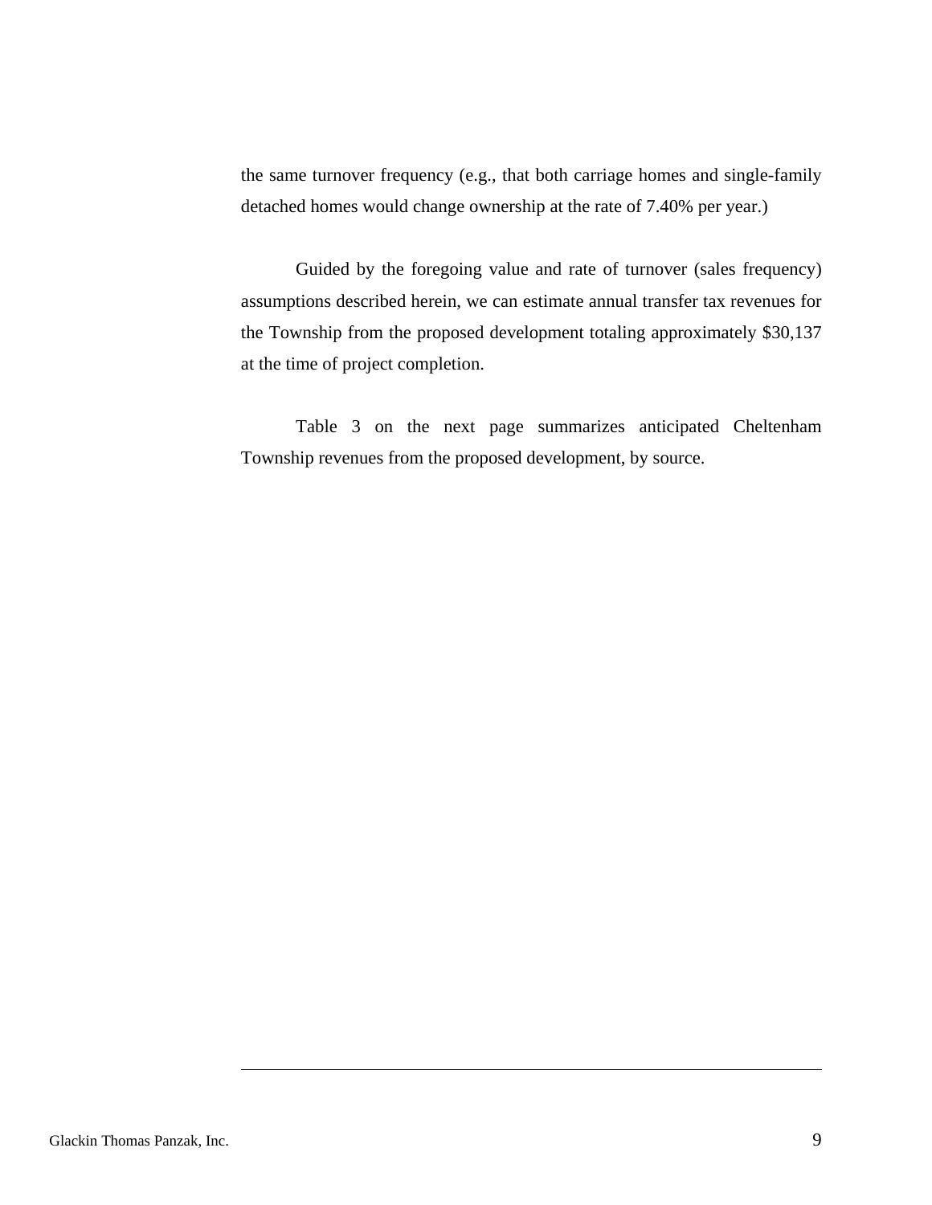the same turnover frequency (e.g., that both carriage homes and single-family detached homes would change ownership at the rate of 7.40% per year.)

Guided by the foregoing value and rate of turnover (sales frequency) assumptions described herein, we can estimate annual transfer tax revenues for the Township from the proposed development totaling approximately $30,137 at the time of project completion.

Table 3 on the next page summarizes anticipated Cheltenham Township revenues from the proposed development, by source.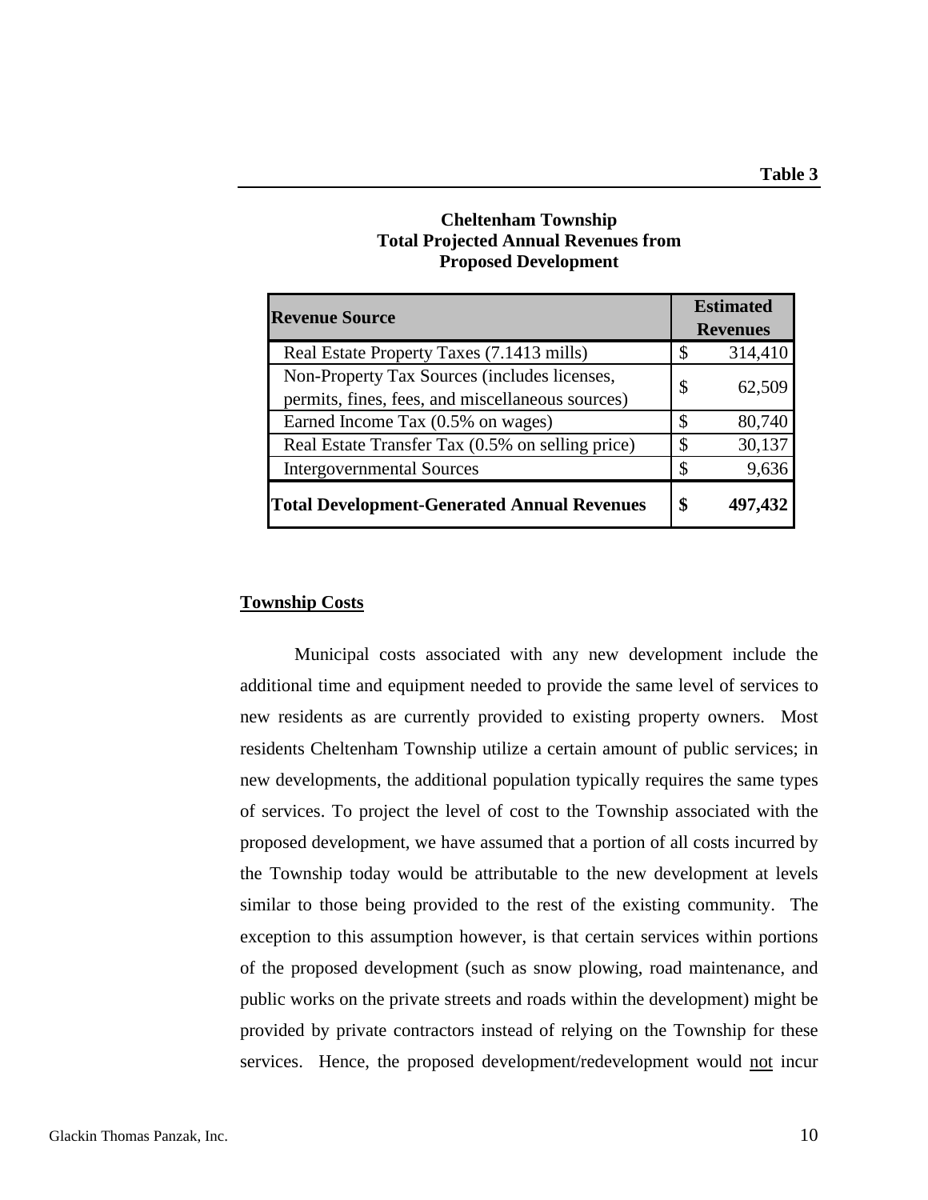**Table 3**

**Cheltenham Township**
**Total Projected Annual Revenues from**
**Proposed Development**

| Revenue Source | Estimated Revenues |
|---|---|
| Real Estate Property Taxes (7.1413 mills) | $ 314,410 |
| Non-Property Tax Sources (includes licenses, permits, fines, fees, and miscellaneous sources) | $ 62,509 |
| Earned Income Tax (0.5% on wages) | $ 80,740 |
| Real Estate Transfer Tax (0.5% on selling price) | $ 30,137 |
| Intergovernmental Sources | $ 9,636 |
| **Total Development-Generated Annual Revenues** | **$ 497,432** |

## Township Costs

Municipal costs associated with any new development include the additional time and equipment needed to provide the same level of services to new residents as are currently provided to existing property owners. Most residents Cheltenham Township utilize a certain amount of public services; in new developments, the additional population typically requires the same types of services. To project the level of cost to the Township associated with the proposed development, we have assumed that a portion of all costs incurred by the Township today would be attributable to the new development at levels similar to those being provided to the rest of the existing community. The exception to this assumption however, is that certain services within portions of the proposed development (such as snow plowing, road maintenance, and public works on the private streets and roads within the development) might be provided by private contractors instead of relying on the Township for these services. Hence, the proposed development/redevelopment would not incur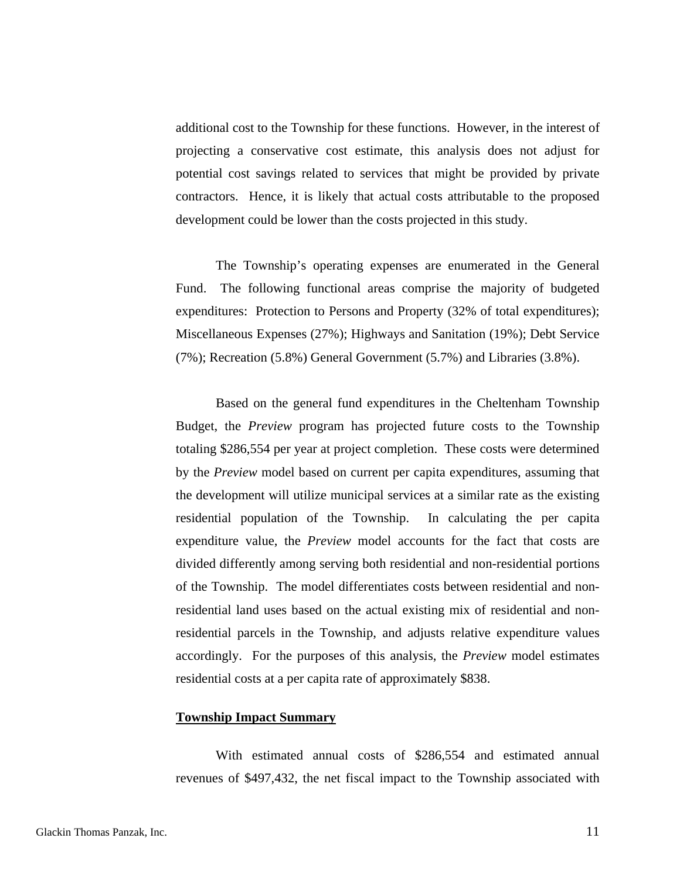additional cost to the Township for these functions. However, in the interest of projecting a conservative cost estimate, this analysis does not adjust for potential cost savings related to services that might be provided by private contractors. Hence, it is likely that actual costs attributable to the proposed development could be lower than the costs projected in this study.

The Township's operating expenses are enumerated in the General Fund. The following functional areas comprise the majority of budgeted expenditures: Protection to Persons and Property (32% of total expenditures); Miscellaneous Expenses (27%); Highways and Sanitation (19%); Debt Service (7%); Recreation (5.8%) General Government (5.7%) and Libraries (3.8%).

Based on the general fund expenditures in the Cheltenham Township Budget, the *Preview* program has projected future costs to the Township totaling $286,554 per year at project completion. These costs were determined by the *Preview* model based on current per capita expenditures, assuming that the development will utilize municipal services at a similar rate as the existing residential population of the Township. In calculating the per capita expenditure value, the *Preview* model accounts for the fact that costs are divided differently among serving both residential and non-residential portions of the Township. The model differentiates costs between residential and non-residential land uses based on the actual existing mix of residential and non-residential parcels in the Township, and adjusts relative expenditure values accordingly. For the purposes of this analysis, the *Preview* model estimates residential costs at a per capita rate of approximately $838.

**Township Impact Summary**

With estimated annual costs of $286,554 and estimated annual revenues of $497,432, the net fiscal impact to the Township associated with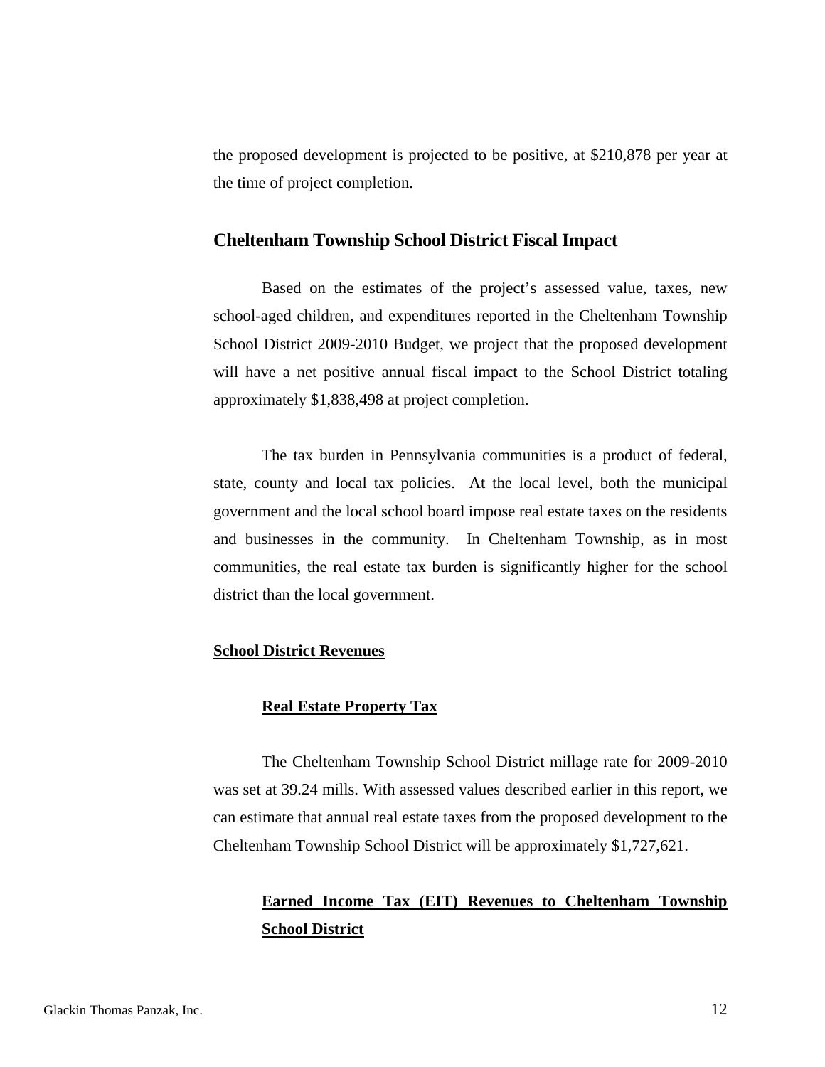the proposed development is projected to be positive, at $210,878 per year at the time of project completion.

## Cheltenham Township School District Fiscal Impact

Based on the estimates of the project's assessed value, taxes, new school-aged children, and expenditures reported in the Cheltenham Township School District 2009-2010 Budget, we project that the proposed development will have a net positive annual fiscal impact to the School District totaling approximately $1,838,498 at project completion.

The tax burden in Pennsylvania communities is a product of federal, state, county and local tax policies. At the local level, both the municipal government and the local school board impose real estate taxes on the residents and businesses in the community. In Cheltenham Township, as in most communities, the real estate tax burden is significantly higher for the school district than the local government.

### School District Revenues

#### Real Estate Property Tax

The Cheltenham Township School District millage rate for 2009-2010 was set at 39.24 mills. With assessed values described earlier in this report, we can estimate that annual real estate taxes from the proposed development to the Cheltenham Township School District will be approximately $1,727,621.

#### Earned Income Tax (EIT) Revenues to Cheltenham Township School District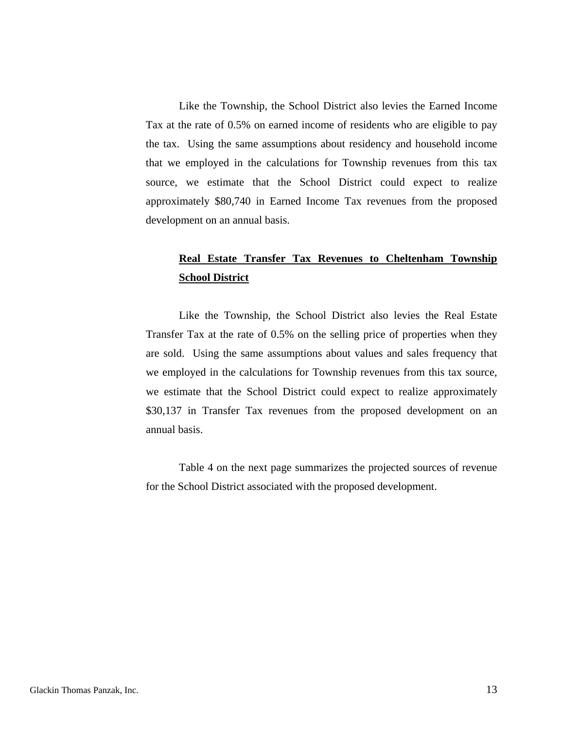Like the Township, the School District also levies the Earned Income Tax at the rate of 0.5% on earned income of residents who are eligible to pay the tax. Using the same assumptions about residency and household income that we employed in the calculations for Township revenues from this tax source, we estimate that the School District could expect to realize approximately $80,740 in Earned Income Tax revenues from the proposed development on an annual basis.

**Real Estate Transfer Tax Revenues to Cheltenham Township School District**

Like the Township, the School District also levies the Real Estate Transfer Tax at the rate of 0.5% on the selling price of properties when they are sold. Using the same assumptions about values and sales frequency that we employed in the calculations for Township revenues from this tax source, we estimate that the School District could expect to realize approximately $30,137 in Transfer Tax revenues from the proposed development on an annual basis.

Table 4 on the next page summarizes the projected sources of revenue for the School District associated with the proposed development.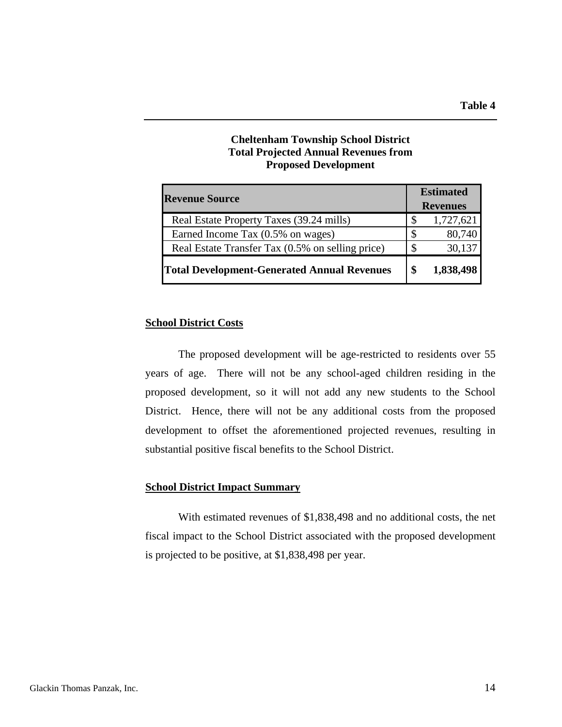**Table 4**

**Cheltenham Township School District**
**Total Projected Annual Revenues from**
**Proposed Development**

| **Revenue Source** | **Estimated Revenues** |
|---|---|
| Real Estate Property Taxes (39.24 mills) | $ 1,727,621 |
| Earned Income Tax (0.5% on wages) | $ 80,740 |
| Real Estate Transfer Tax (0.5% on selling price) | $ 30,137 |
| **Total Development-Generated Annual Revenues** | **$ 1,838,498** |

**School District Costs**

The proposed development will be age-restricted to residents over 55 years of age. There will not be any school-aged children residing in the proposed development, so it will not add any new students to the School District. Hence, there will not be any additional costs from the proposed development to offset the aforementioned projected revenues, resulting in substantial positive fiscal benefits to the School District.

**School District Impact Summary**

With estimated revenues of $1,838,498 and no additional costs, the net fiscal impact to the School District associated with the proposed development is projected to be positive, at $1,838,498 per year.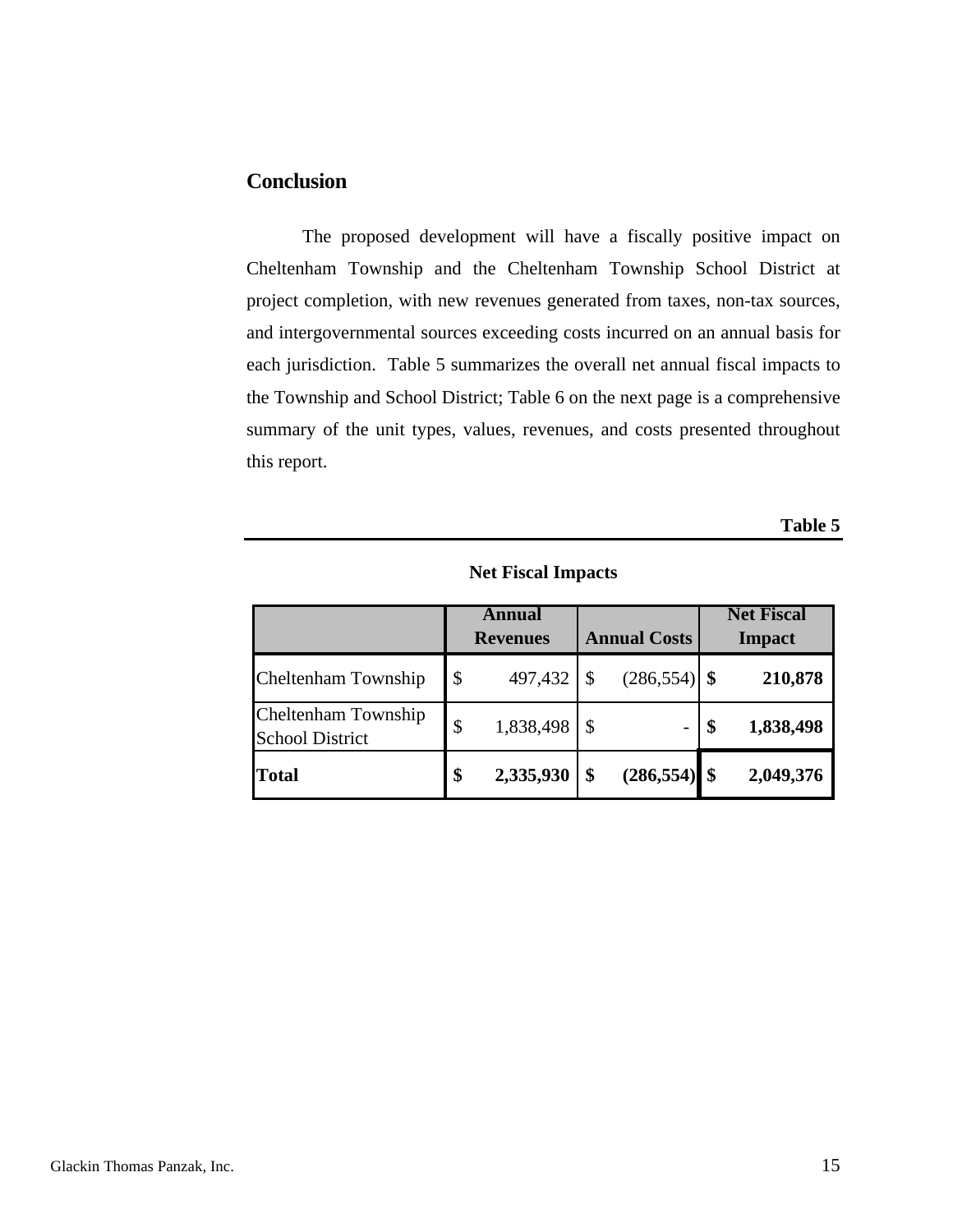## Conclusion

The proposed development will have a fiscally positive impact on Cheltenham Township and the Cheltenham Township School District at project completion, with new revenues generated from taxes, non-tax sources, and intergovernmental sources exceeding costs incurred on an annual basis for each jurisdiction. Table 5 summarizes the overall net annual fiscal impacts to the Township and School District; Table 6 on the next page is a comprehensive summary of the unit types, values, revenues, and costs presented throughout this report.

**Table 5**

**Net Fiscal Impacts**

| | Annual Revenues | Annual Costs | Net Fiscal Impact |
|---|---|---|---|
| Cheltenham Township | $ 497,432 | $ (286,554) | **$ 210,878** |
| Cheltenham Township School District | $ 1,838,498 | $ - | **$ 1,838,498** |
| **Total** | **$ 2,335,930** | **$ (286,554)** | **$ 2,049,376** |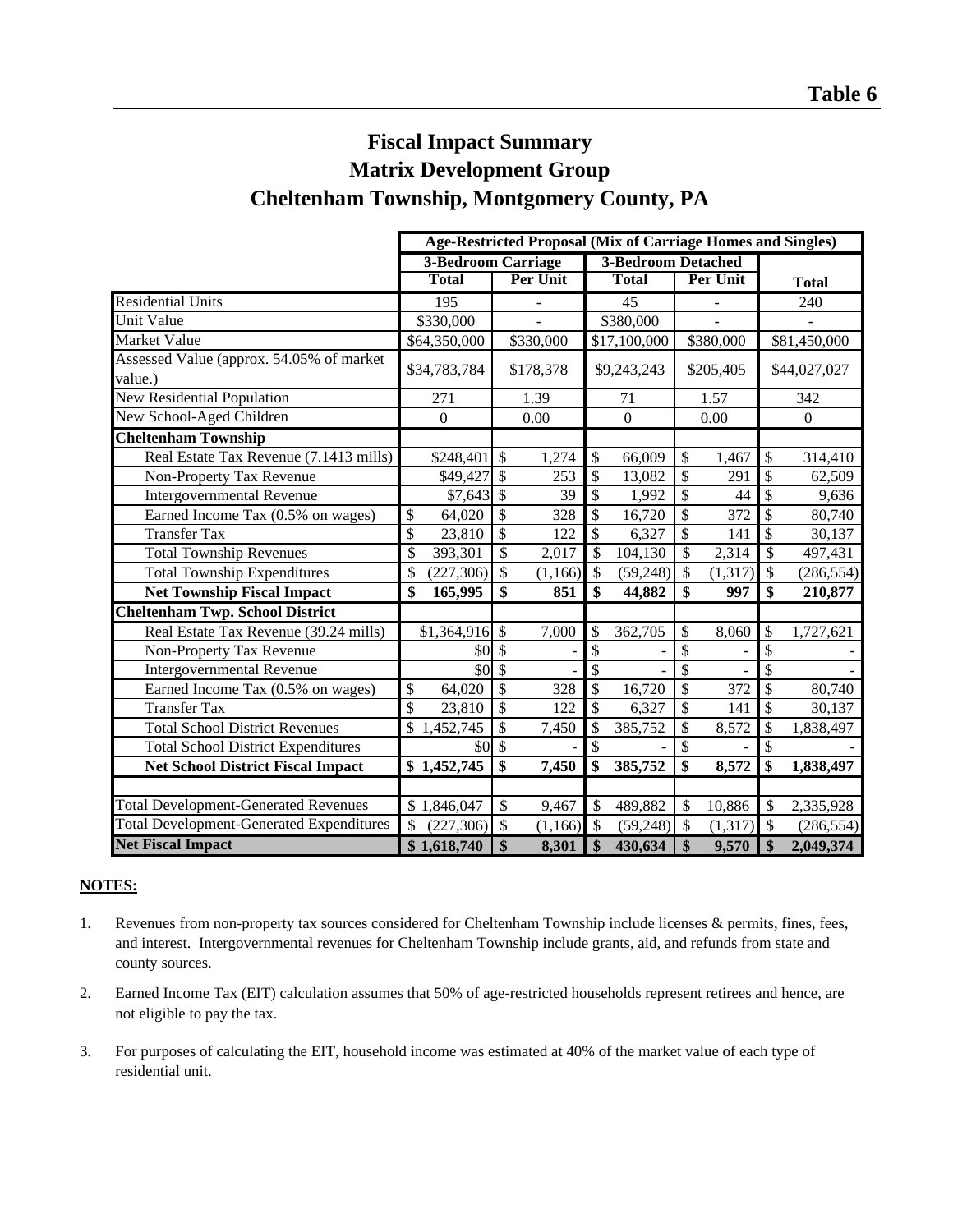**Table 6**

# Fiscal Impact Summary
# Matrix Development Group
# Cheltenham Township, Montgomery County, PA

| | Age-Restricted Proposal (Mix of Carriage Homes and Singles) | | | | |
|---|---|---|---|---|---|
| | 3-Bedroom Carriage | | 3-Bedroom Detached | | |
| | Total | Per Unit | Total | Per Unit | Total |
| Residential Units | 195 | - | 45 | - | 240 |
| Unit Value | $330,000 | - | $380,000 | - | - |
| Market Value | $64,350,000 | $330,000 | $17,100,000 | $380,000 | $81,450,000 |
| Assessed Value (approx. 54.05% of market value.) | $34,783,784 | $178,378 | $9,243,243 | $205,405 | $44,027,027 |
| New Residential Population | 271 | 1.39 | 71 | 1.57 | 342 |
| New School-Aged Children | 0 | 0.00 | 0 | 0.00 | 0 |
| **Cheltenham Township** | | | | | |
| Real Estate Tax Revenue (7.1413 mills) | $248,401 | $ 1,274 | $ 66,009 | $ 1,467 | $ 314,410 |
| Non-Property Tax Revenue | $49,427 | $ 253 | $ 13,082 | $ 291 | $ 62,509 |
| Intergovernmental Revenue | $7,643 | $ 39 | $ 1,992 | $ 44 | $ 9,636 |
| Earned Income Tax (0.5% on wages) | $ 64,020 | $ 328 | $ 16,720 | $ 372 | $ 80,740 |
| Transfer Tax | $ 23,810 | $ 122 | $ 6,327 | $ 141 | $ 30,137 |
| Total Township Revenues | $ 393,301 | $ 2,017 | $ 104,130 | $ 2,314 | $ 497,431 |
| Total Township Expenditures | $ (227,306) | $ (1,166) | $ (59,248) | $ (1,317) | $ (286,554) |
| **Net Township Fiscal Impact** | **$ 165,995** | **$ 851** | **$ 44,882** | **$ 997** | **$ 210,877** |
| **Cheltenham Twp. School District** | | | | | |
| Real Estate Tax Revenue (39.24 mills) | $1,364,916 | $ 7,000 | $ 362,705 | $ 8,060 | $ 1,727,621 |
| Non-Property Tax Revenue | $0 | $ - | $ - | $ - | $ - |
| Intergovernmental Revenue | $0 | $ - | $ - | $ - | $ - |
| Earned Income Tax (0.5% on wages) | $ 64,020 | $ 328 | $ 16,720 | $ 372 | $ 80,740 |
| Transfer Tax | $ 23,810 | $ 122 | $ 6,327 | $ 141 | $ 30,137 |
| Total School District Revenues | $ 1,452,745 | $ 7,450 | $ 385,752 | $ 8,572 | $ 1,838,497 |
| Total School District Expenditures | $0 | $ - | $ - | $ - | $ - |
| **Net School District Fiscal Impact** | **$ 1,452,745** | **$ 7,450** | **$ 385,752** | **$ 8,572** | **$ 1,838,497** |
| | | | | | |
| Total Development-Generated Revenues | $ 1,846,047 | $ 9,467 | $ 489,882 | $ 10,886 | $ 2,335,928 |
| Total Development-Generated Expenditures | $ (227,306) | $ (1,166) | $ (59,248) | $ (1,317) | $ (286,554) |
| **Net Fiscal Impact** | **$ 1,618,740** | **$ 8,301** | **$ 430,634** | **$ 9,570** | **$ 2,049,374** |

**NOTES:**

1. Revenues from non-property tax sources considered for Cheltenham Township include licenses & permits, fines, fees, and interest. Intergovernmental revenues for Cheltenham Township include grants, aid, and refunds from state and county sources.

2. Earned Income Tax (EIT) calculation assumes that 50% of age-restricted households represent retirees and hence, are not eligible to pay the tax.

3. For purposes of calculating the EIT, household income was estimated at 40% of the market value of each type of residential unit.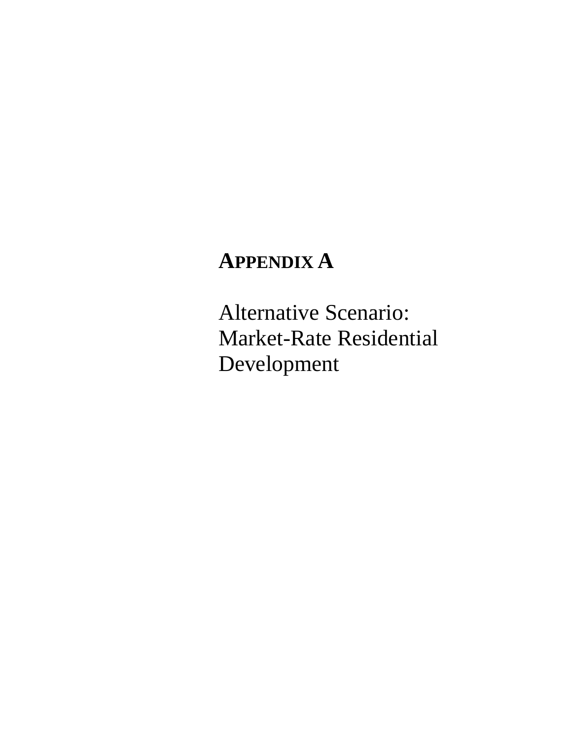# APPENDIX A

## Alternative Scenario: Market-Rate Residential Development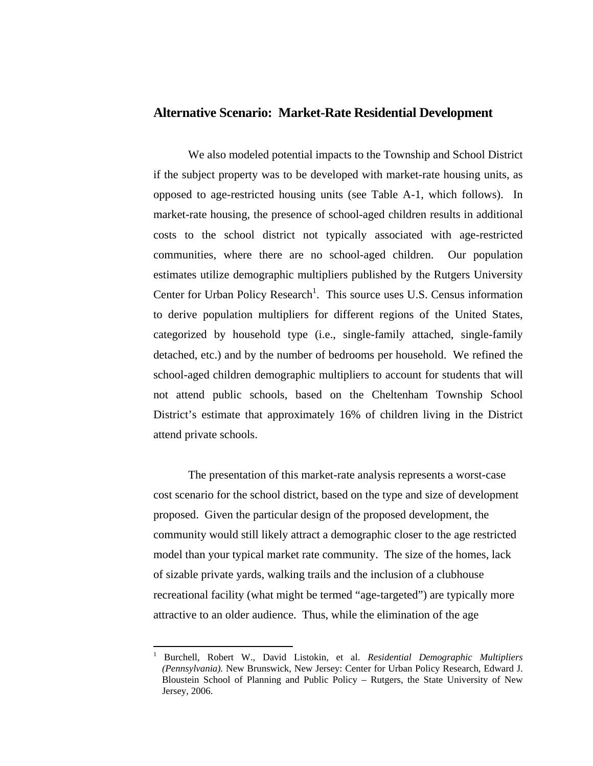## Alternative Scenario: Market-Rate Residential Development

We also modeled potential impacts to the Township and School District if the subject property was to be developed with market-rate housing units, as opposed to age-restricted housing units (see Table A-1, which follows). In market-rate housing, the presence of school-aged children results in additional costs to the school district not typically associated with age-restricted communities, where there are no school-aged children. Our population estimates utilize demographic multipliers published by the Rutgers University Center for Urban Policy Research[1]. This source uses U.S. Census information to derive population multipliers for different regions of the United States, categorized by household type (i.e., single-family attached, single-family detached, etc.) and by the number of bedrooms per household. We refined the school-aged children demographic multipliers to account for students that will not attend public schools, based on the Cheltenham Township School District's estimate that approximately 16% of children living in the District attend private schools.

The presentation of this market-rate analysis represents a worst-case cost scenario for the school district, based on the type and size of development proposed. Given the particular design of the proposed development, the community would still likely attract a demographic closer to the age restricted model than your typical market rate community. The size of the homes, lack of sizable private yards, walking trails and the inclusion of a clubhouse recreational facility (what might be termed "age-targeted") are typically more attractive to an older audience. Thus, while the elimination of the age

---

[1] Burchell, Robert W., David Listokin, et al. *Residential Demographic Multipliers (Pennsylvania).* New Brunswick, New Jersey: Center for Urban Policy Research, Edward J. Bloustein School of Planning and Public Policy – Rutgers, the State University of New Jersey, 2006.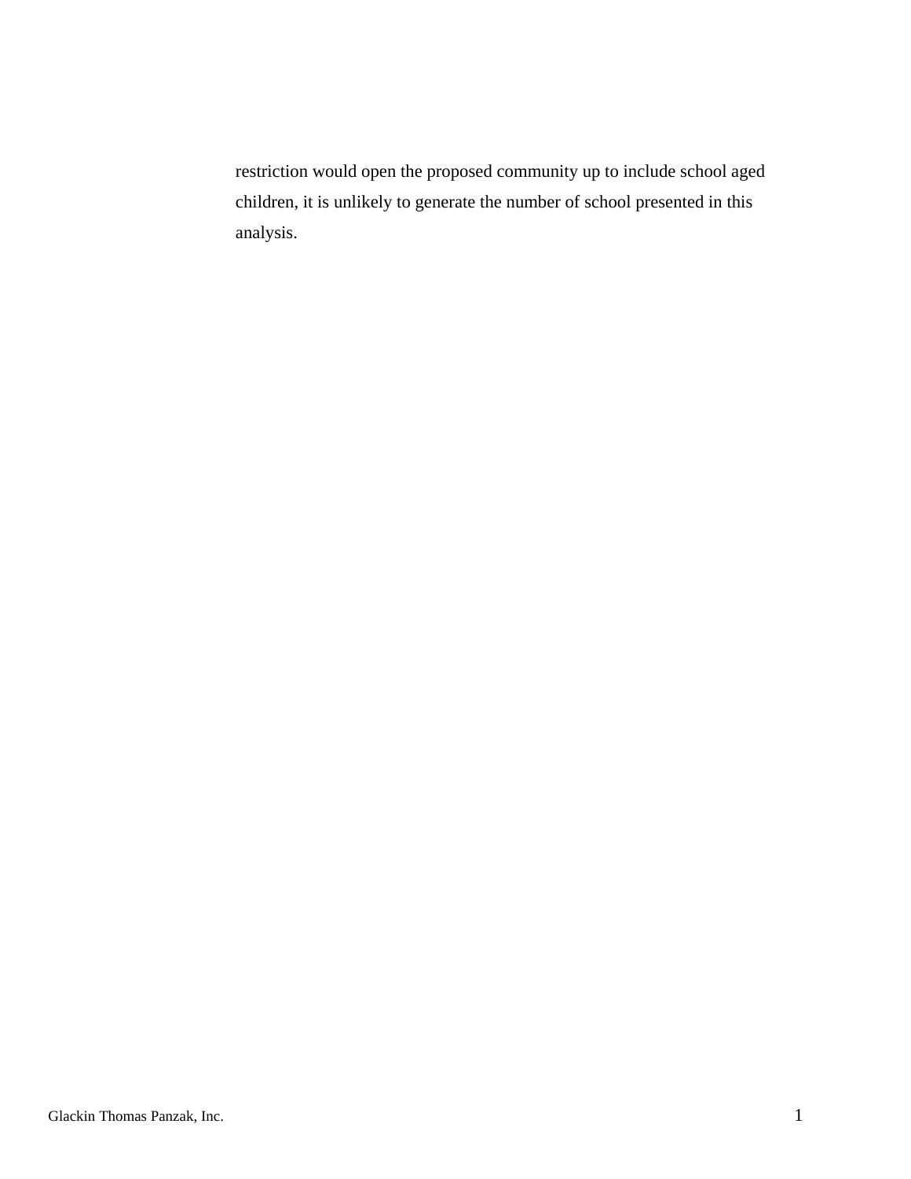restriction would open the proposed community up to include school aged children, it is unlikely to generate the number of school presented in this analysis.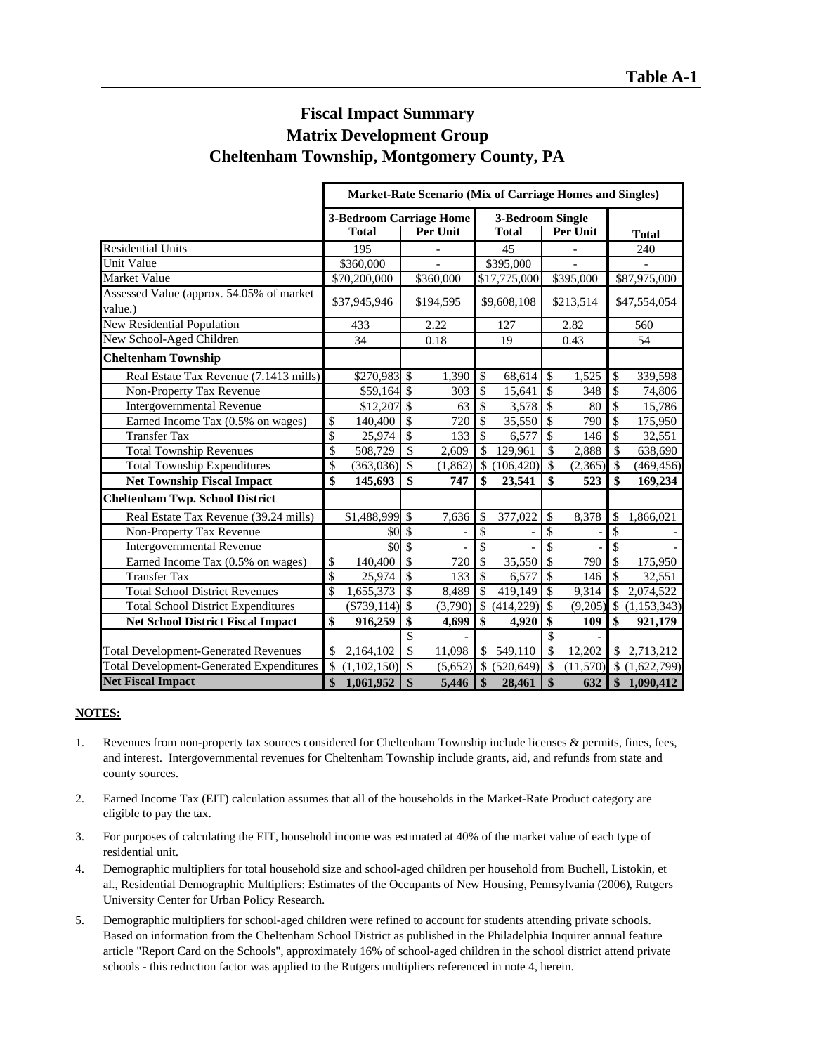**Table A-1**

# Fiscal Impact Summary
## Matrix Development Group
## Cheltenham Township, Montgomery County, PA

| | Market-Rate Scenario (Mix of Carriage Homes and Singles) | | | | |
|---|---|---|---|---|---|
| | 3-Bedroom Carriage Home | | 3-Bedroom Single | | |
| | Total | Per Unit | Total | Per Unit | Total |
| Residential Units | 195 | - | 45 | - | 240 |
| Unit Value | $360,000 | - | $395,000 | - | - |
| Market Value | $70,200,000 | $360,000 | $17,775,000 | $395,000 | $87,975,000 |
| Assessed Value (approx. 54.05% of market value.) | $37,945,946 | $194,595 | $9,608,108 | $213,514 | $47,554,054 |
| New Residential Population | 433 | 2.22 | 127 | 2.82 | 560 |
| New School-Aged Children | 34 | 0.18 | 19 | 0.43 | 54 |
| **Cheltenham Township** | | | | | |
| Real Estate Tax Revenue (7.1413 mills) | $270,983 | $ 1,390 | $ 68,614 | $ 1,525 | $ 339,598 |
| Non-Property Tax Revenue | $59,164 | $ 303 | $ 15,641 | $ 348 | $ 74,806 |
| Intergovernmental Revenue | $12,207 | $ 63 | $ 3,578 | $ 80 | $ 15,786 |
| Earned Income Tax (0.5% on wages) | $ 140,400 | $ 720 | $ 35,550 | $ 790 | $ 175,950 |
| Transfer Tax | $ 25,974 | $ 133 | $ 6,577 | $ 146 | $ 32,551 |
| Total Township Revenues | $ 508,729 | $ 2,609 | $ 129,961 | $ 2,888 | $ 638,690 |
| Total Township Expenditures | $ (363,036) | $ (1,862) | $ (106,420) | $ (2,365) | $ (469,456) |
| **Net Township Fiscal Impact** | **$ 145,693** | **$ 747** | **$ 23,541** | **$ 523** | **$ 169,234** |
| **Cheltenham Twp. School District** | | | | | |
| Real Estate Tax Revenue (39.24 mills) | $1,488,999 | $ 7,636 | $ 377,022 | $ 8,378 | $ 1,866,021 |
| Non-Property Tax Revenue | $0 | $ - | $ - | $ - | $ - |
| Intergovernmental Revenue | $0 | $ - | $ - | $ - | $ - |
| Earned Income Tax (0.5% on wages) | $ 140,400 | $ 720 | $ 35,550 | $ 790 | $ 175,950 |
| Transfer Tax | $ 25,974 | $ 133 | $ 6,577 | $ 146 | $ 32,551 |
| Total School District Revenues | $ 1,655,373 | $ 8,489 | $ 419,149 | $ 9,314 | $ 2,074,522 |
| Total School District Expenditures | ($739,114) | $ (3,790) | $ (414,229) | $ (9,205) | $ (1,153,343) |
| **Net School District Fiscal Impact** | **$ 916,259** | **$ 4,699** | **$ 4,920** | **$ 109** | **$ 921,179** |
| | | $ - | | $ - | |
| Total Development-Generated Revenues | $ 2,164,102 | $ 11,098 | $ 549,110 | $ 12,202 | $ 2,713,212 |
| Total Development-Generated Expenditures | $ (1,102,150) | $ (5,652) | $ (520,649) | $ (11,570) | $ (1,622,799) |
| **Net Fiscal Impact** | **$ 1,061,952** | **$ 5,446** | **$ 28,461** | **$ 632** | **$ 1,090,412** |

**NOTES:**

1. Revenues from non-property tax sources considered for Cheltenham Township include licenses & permits, fines, fees, and interest. Intergovernmental revenues for Cheltenham Township include grants, aid, and refunds from state and county sources.

2. Earned Income Tax (EIT) calculation assumes that all of the households in the Market-Rate Product category are eligible to pay the tax.

3. For purposes of calculating the EIT, household income was estimated at 40% of the market value of each type of residential unit.

4. Demographic multipliers for total household size and school-aged children per household from Buchell, Listokin, et al., Residential Demographic Multipliers: Estimates of the Occupants of New Housing, Pennsylvania (2006), Rutgers University Center for Urban Policy Research.

5. Demographic multipliers for school-aged children were refined to account for students attending private schools. Based on information from the Cheltenham School District as published in the Philadelphia Inquirer annual feature article "Report Card on the Schools", approximately 16% of school-aged children in the school district attend private schools - this reduction factor was applied to the Rutgers multipliers referenced in note 4, herein.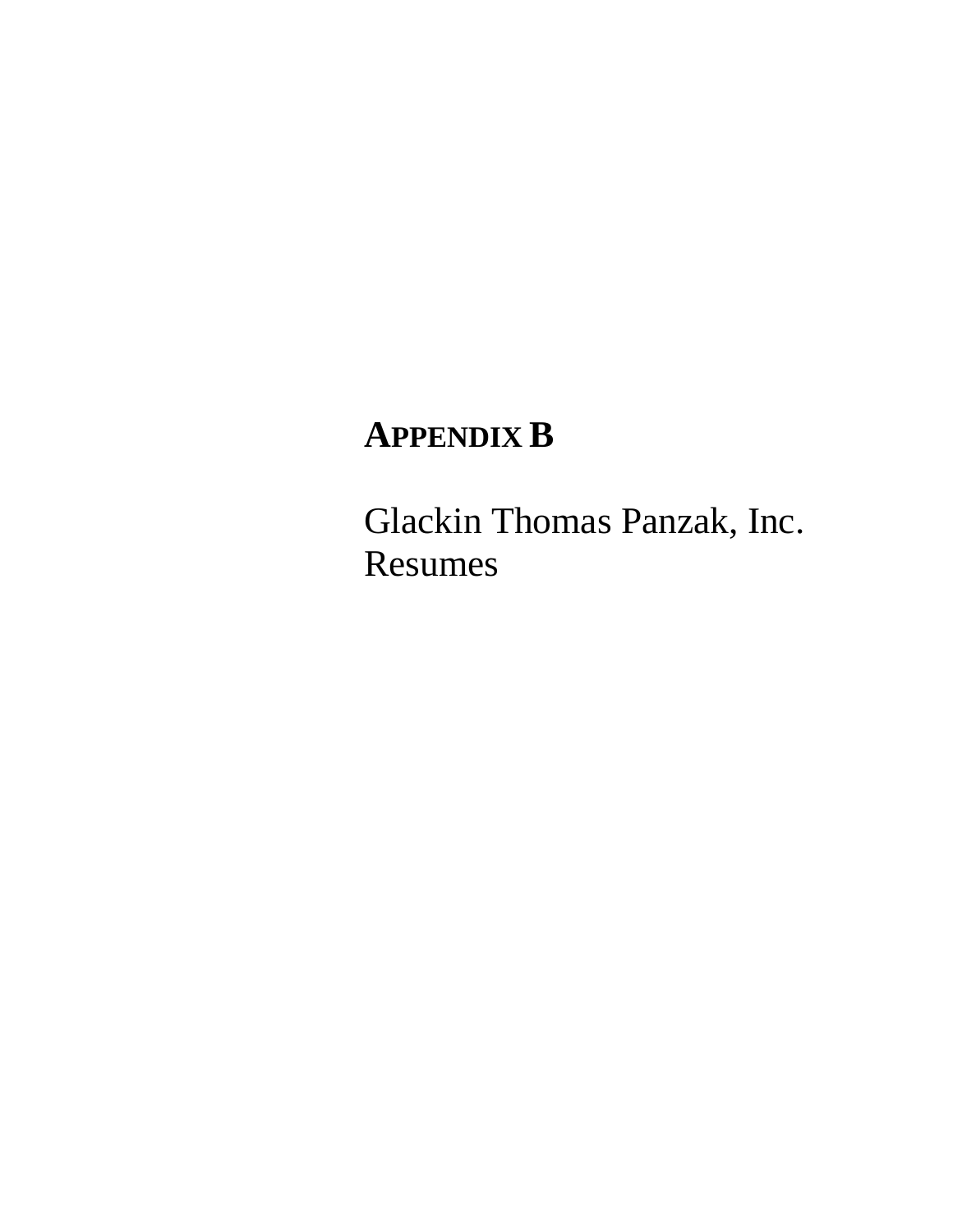# APPENDIX B

Glackin Thomas Panzak, Inc.
Resumes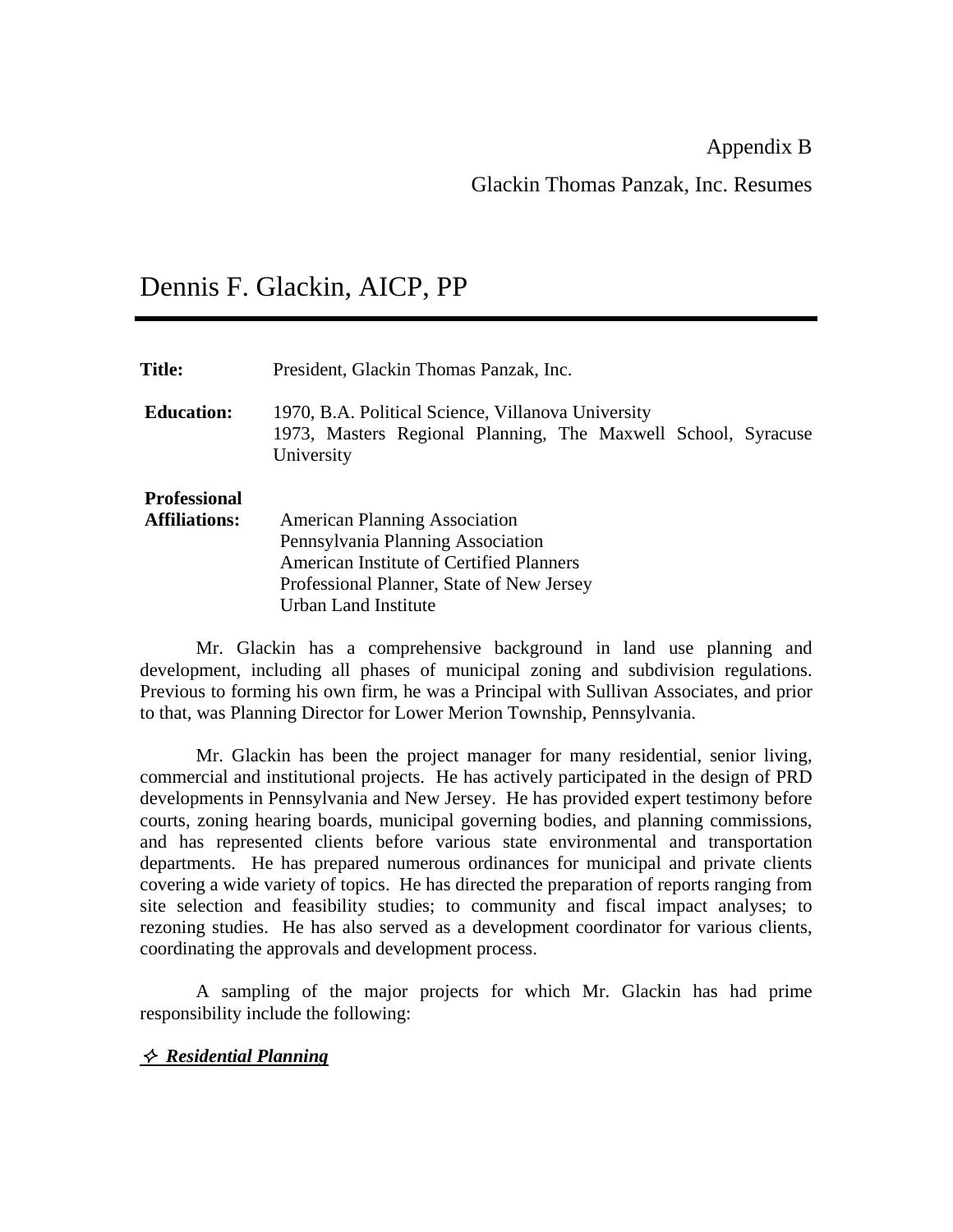Appendix B

Glackin Thomas Panzak, Inc. Resumes

# Dennis F. Glackin, AICP, PP

---

**Title:** President, Glackin Thomas Panzak, Inc.

**Education:** 1970, B.A. Political Science, Villanova University
1973, Masters Regional Planning, The Maxwell School, Syracuse University

**Professional Affiliations:**
American Planning Association
Pennsylvania Planning Association
American Institute of Certified Planners
Professional Planner, State of New Jersey
Urban Land Institute

Mr. Glackin has a comprehensive background in land use planning and development, including all phases of municipal zoning and subdivision regulations. Previous to forming his own firm, he was a Principal with Sullivan Associates, and prior to that, was Planning Director for Lower Merion Township, Pennsylvania.

Mr. Glackin has been the project manager for many residential, senior living, commercial and institutional projects. He has actively participated in the design of PRD developments in Pennsylvania and New Jersey. He has provided expert testimony before courts, zoning hearing boards, municipal governing bodies, and planning commissions, and has represented clients before various state environmental and transportation departments. He has prepared numerous ordinances for municipal and private clients covering a wide variety of topics. He has directed the preparation of reports ranging from site selection and feasibility studies; to community and fiscal impact analyses; to rezoning studies. He has also served as a development coordinator for various clients, coordinating the approvals and development process.

A sampling of the major projects for which Mr. Glackin has had prime responsibility include the following:

✧ ***Residential Planning***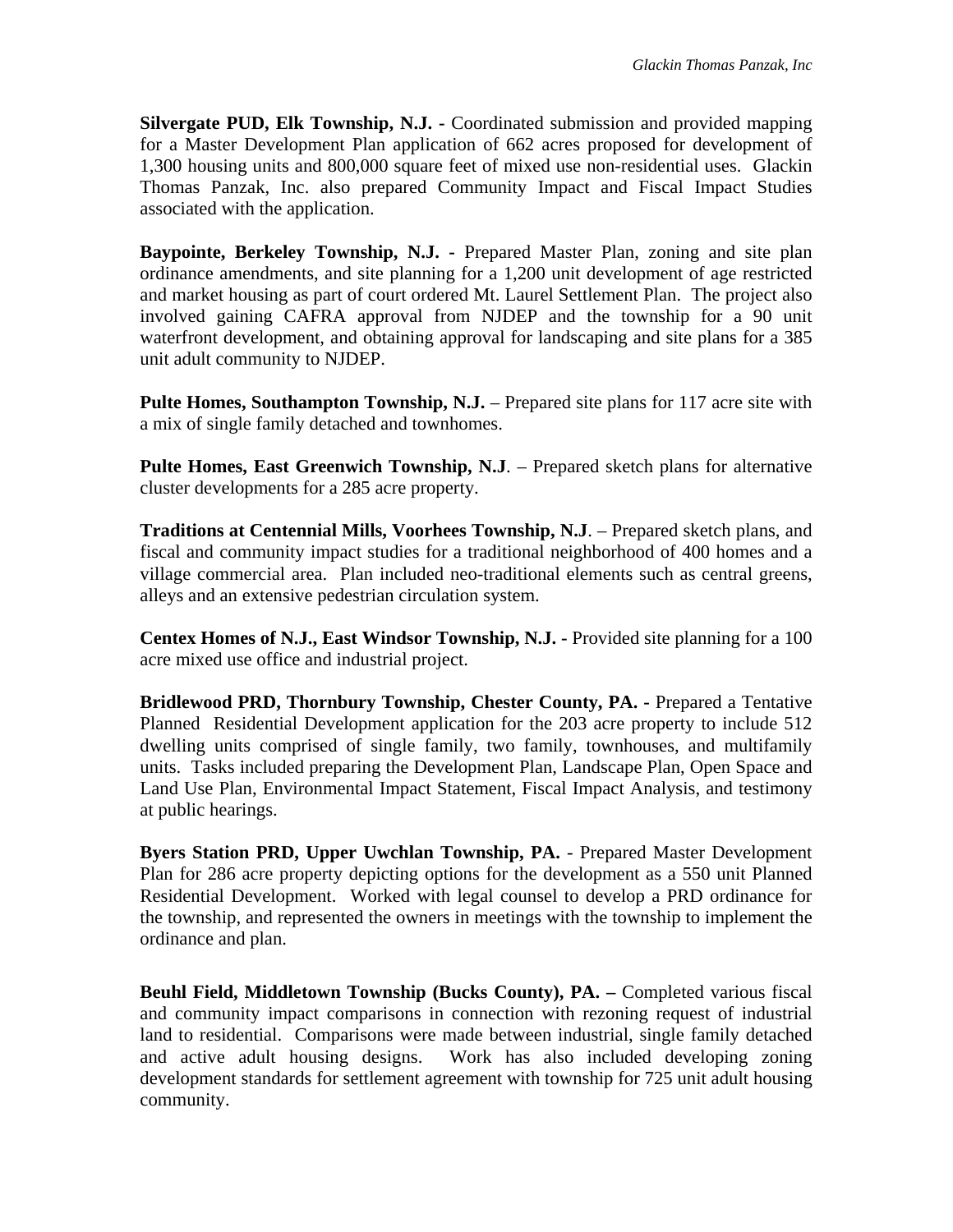**Silvergate PUD, Elk Township, N.J. -** Coordinated submission and provided mapping for a Master Development Plan application of 662 acres proposed for development of 1,300 housing units and 800,000 square feet of mixed use non-residential uses. Glackin Thomas Panzak, Inc. also prepared Community Impact and Fiscal Impact Studies associated with the application.

**Baypointe, Berkeley Township, N.J. -** Prepared Master Plan, zoning and site plan ordinance amendments, and site planning for a 1,200 unit development of age restricted and market housing as part of court ordered Mt. Laurel Settlement Plan. The project also involved gaining CAFRA approval from NJDEP and the township for a 90 unit waterfront development, and obtaining approval for landscaping and site plans for a 385 unit adult community to NJDEP.

**Pulte Homes, Southampton Township, N.J.** – Prepared site plans for 117 acre site with a mix of single family detached and townhomes.

**Pulte Homes, East Greenwich Township, N.J**. – Prepared sketch plans for alternative cluster developments for a 285 acre property.

**Traditions at Centennial Mills, Voorhees Township, N.J**. – Prepared sketch plans, and fiscal and community impact studies for a traditional neighborhood of 400 homes and a village commercial area. Plan included neo-traditional elements such as central greens, alleys and an extensive pedestrian circulation system.

**Centex Homes of N.J., East Windsor Township, N.J. -** Provided site planning for a 100 acre mixed use office and industrial project.

**Bridlewood PRD, Thornbury Township, Chester County, PA. -** Prepared a Tentative Planned Residential Development application for the 203 acre property to include 512 dwelling units comprised of single family, two family, townhouses, and multifamily units. Tasks included preparing the Development Plan, Landscape Plan, Open Space and Land Use Plan, Environmental Impact Statement, Fiscal Impact Analysis, and testimony at public hearings.

**Byers Station PRD, Upper Uwchlan Township, PA.** - Prepared Master Development Plan for 286 acre property depicting options for the development as a 550 unit Planned Residential Development. Worked with legal counsel to develop a PRD ordinance for the township, and represented the owners in meetings with the township to implement the ordinance and plan.

**Beuhl Field, Middletown Township (Bucks County), PA. –** Completed various fiscal and community impact comparisons in connection with rezoning request of industrial land to residential. Comparisons were made between industrial, single family detached and active adult housing designs. Work has also included developing zoning development standards for settlement agreement with township for 725 unit adult housing community.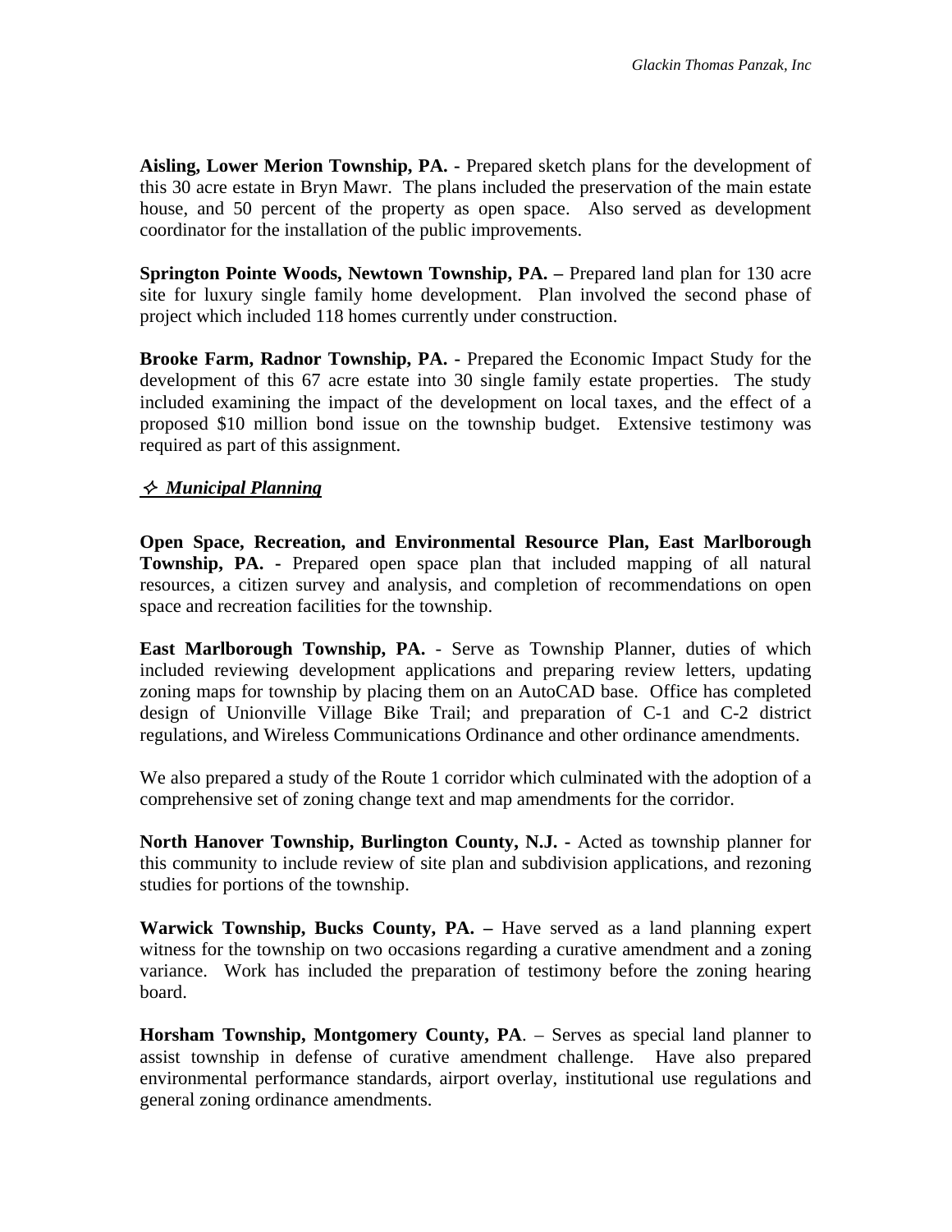**Aisling, Lower Merion Township, PA. -** Prepared sketch plans for the development of this 30 acre estate in Bryn Mawr. The plans included the preservation of the main estate house, and 50 percent of the property as open space. Also served as development coordinator for the installation of the public improvements.

**Springton Pointe Woods, Newtown Township, PA. –** Prepared land plan for 130 acre site for luxury single family home development. Plan involved the second phase of project which included 118 homes currently under construction.

**Brooke Farm, Radnor Township, PA. -** Prepared the Economic Impact Study for the development of this 67 acre estate into 30 single family estate properties. The study included examining the impact of the development on local taxes, and the effect of a proposed $10 million bond issue on the township budget. Extensive testimony was required as part of this assignment.

✧ ***Municipal Planning***

**Open Space, Recreation, and Environmental Resource Plan, East Marlborough Township, PA.** - Prepared open space plan that included mapping of all natural resources, a citizen survey and analysis, and completion of recommendations on open space and recreation facilities for the township.

**East Marlborough Township, PA.** - Serve as Township Planner, duties of which included reviewing development applications and preparing review letters, updating zoning maps for township by placing them on an AutoCAD base. Office has completed design of Unionville Village Bike Trail; and preparation of C-1 and C-2 district regulations, and Wireless Communications Ordinance and other ordinance amendments.

We also prepared a study of the Route 1 corridor which culminated with the adoption of a comprehensive set of zoning change text and map amendments for the corridor.

**North Hanover Township, Burlington County, N.J. -** Acted as township planner for this community to include review of site plan and subdivision applications, and rezoning studies for portions of the township.

**Warwick Township, Bucks County, PA. –** Have served as a land planning expert witness for the township on two occasions regarding a curative amendment and a zoning variance. Work has included the preparation of testimony before the zoning hearing board.

**Horsham Township, Montgomery County, PA**. – Serves as special land planner to assist township in defense of curative amendment challenge. Have also prepared environmental performance standards, airport overlay, institutional use regulations and general zoning ordinance amendments.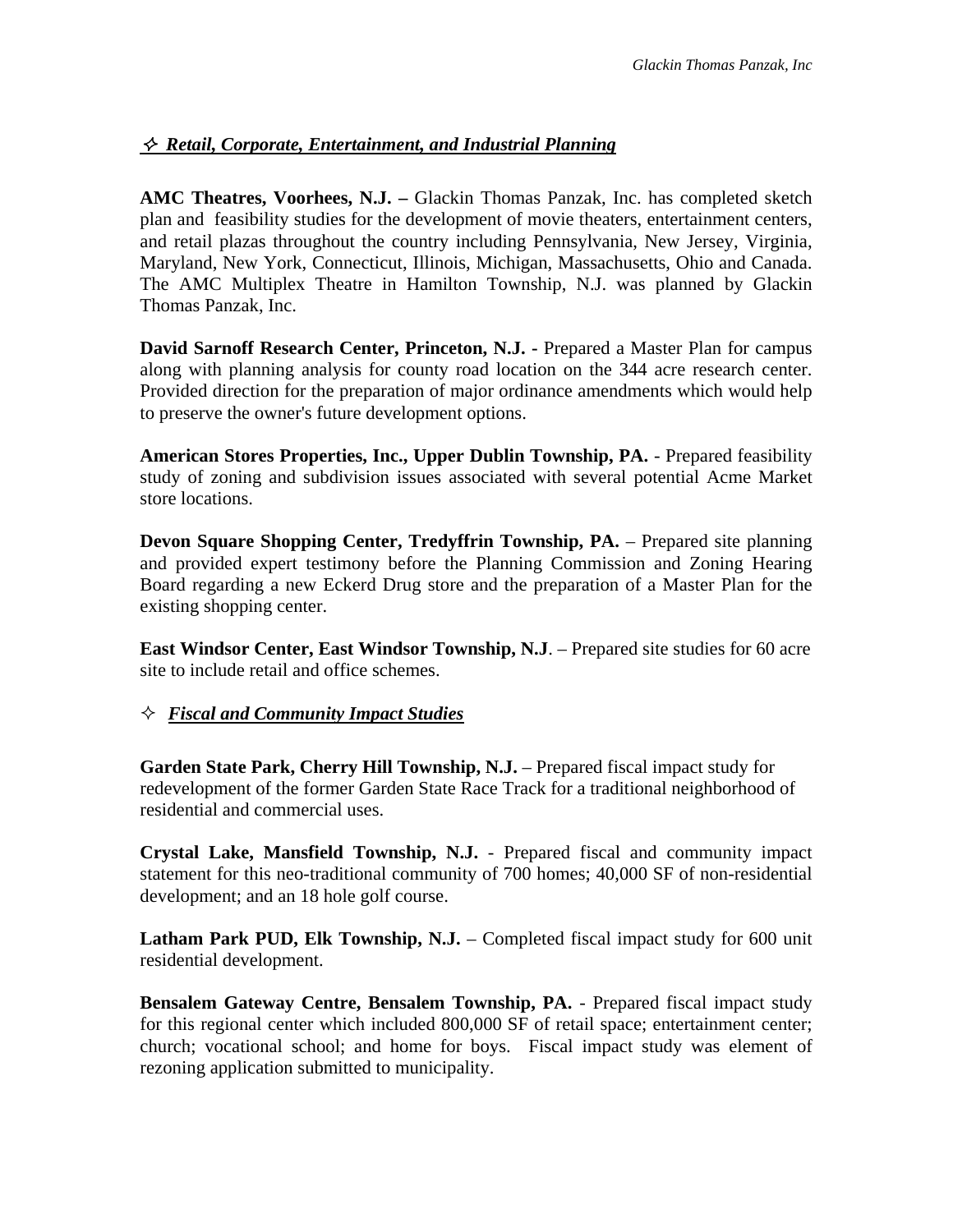## ✧ ***Retail, Corporate, Entertainment, and Industrial Planning***

**AMC Theatres, Voorhees, N.J. –** Glackin Thomas Panzak, Inc. has completed sketch plan and feasibility studies for the development of movie theaters, entertainment centers, and retail plazas throughout the country including Pennsylvania, New Jersey, Virginia, Maryland, New York, Connecticut, Illinois, Michigan, Massachusetts, Ohio and Canada. The AMC Multiplex Theatre in Hamilton Township, N.J. was planned by Glackin Thomas Panzak, Inc.

**David Sarnoff Research Center, Princeton, N.J. -** Prepared a Master Plan for campus along with planning analysis for county road location on the 344 acre research center. Provided direction for the preparation of major ordinance amendments which would help to preserve the owner's future development options.

**American Stores Properties, Inc., Upper Dublin Township, PA.** - Prepared feasibility study of zoning and subdivision issues associated with several potential Acme Market store locations.

**Devon Square Shopping Center, Tredyffrin Township, PA.** – Prepared site planning and provided expert testimony before the Planning Commission and Zoning Hearing Board regarding a new Eckerd Drug store and the preparation of a Master Plan for the existing shopping center.

**East Windsor Center, East Windsor Township, N.J**. – Prepared site studies for 60 acre site to include retail and office schemes.

## ✧ ***Fiscal and Community Impact Studies***

**Garden State Park, Cherry Hill Township, N.J.** – Prepared fiscal impact study for redevelopment of the former Garden State Race Track for a traditional neighborhood of residential and commercial uses.

**Crystal Lake, Mansfield Township, N.J.** - Prepared fiscal and community impact statement for this neo-traditional community of 700 homes; 40,000 SF of non-residential development; and an 18 hole golf course.

**Latham Park PUD, Elk Township, N.J.** – Completed fiscal impact study for 600 unit residential development.

**Bensalem Gateway Centre, Bensalem Township, PA.** - Prepared fiscal impact study for this regional center which included 800,000 SF of retail space; entertainment center; church; vocational school; and home for boys. Fiscal impact study was element of rezoning application submitted to municipality.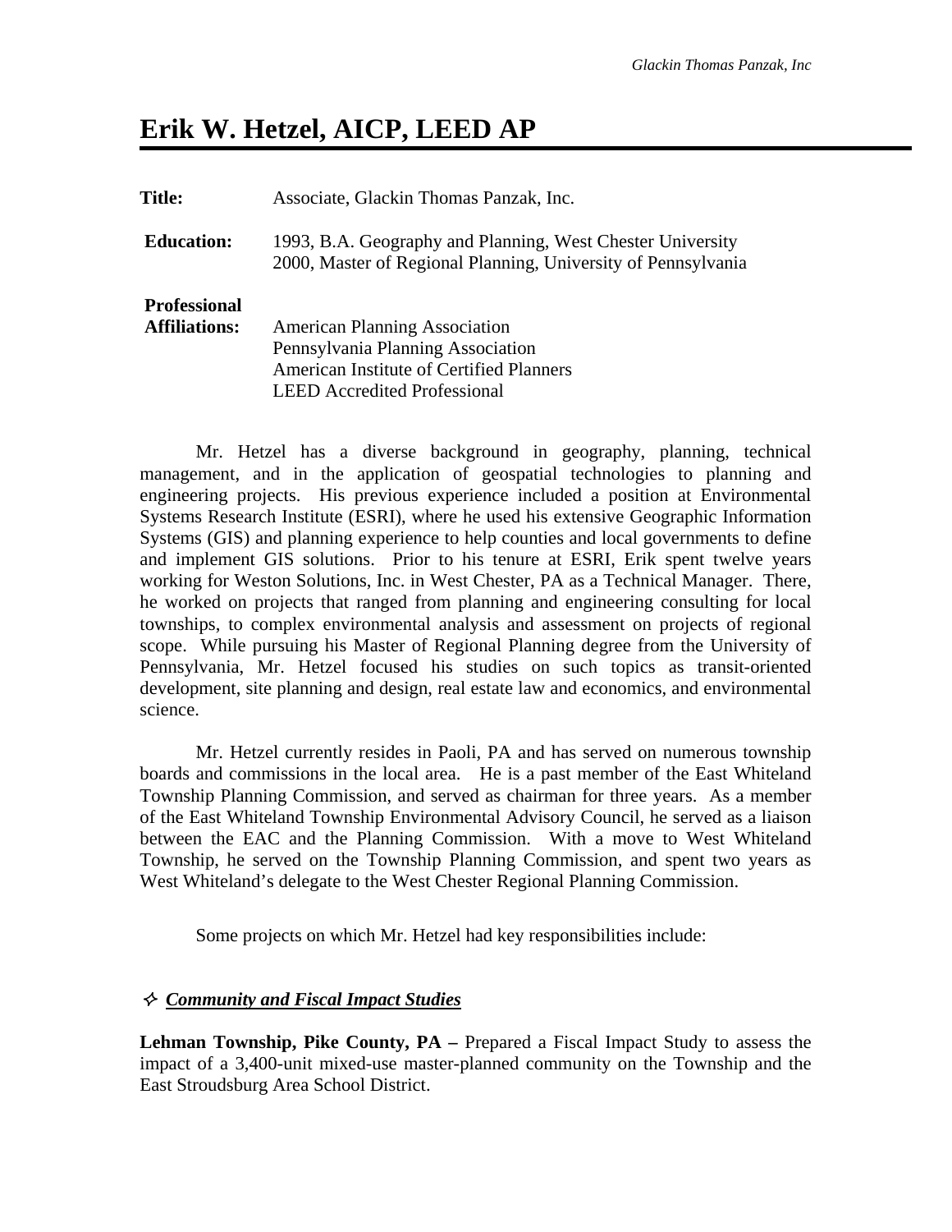# Erik W. Hetzel, AICP, LEED AP

**Title:** Associate, Glackin Thomas Panzak, Inc.

**Education:** 1993, B.A. Geography and Planning, West Chester University
2000, Master of Regional Planning, University of Pennsylvania

**Professional Affiliations:** American Planning Association
Pennsylvania Planning Association
American Institute of Certified Planners
LEED Accredited Professional

Mr. Hetzel has a diverse background in geography, planning, technical management, and in the application of geospatial technologies to planning and engineering projects. His previous experience included a position at Environmental Systems Research Institute (ESRI), where he used his extensive Geographic Information Systems (GIS) and planning experience to help counties and local governments to define and implement GIS solutions. Prior to his tenure at ESRI, Erik spent twelve years working for Weston Solutions, Inc. in West Chester, PA as a Technical Manager. There, he worked on projects that ranged from planning and engineering consulting for local townships, to complex environmental analysis and assessment on projects of regional scope. While pursuing his Master of Regional Planning degree from the University of Pennsylvania, Mr. Hetzel focused his studies on such topics as transit-oriented development, site planning and design, real estate law and economics, and environmental science.

Mr. Hetzel currently resides in Paoli, PA and has served on numerous township boards and commissions in the local area. He is a past member of the East Whiteland Township Planning Commission, and served as chairman for three years. As a member of the East Whiteland Township Environmental Advisory Council, he served as a liaison between the EAC and the Planning Commission. With a move to West Whiteland Township, he served on the Township Planning Commission, and spent two years as West Whiteland's delegate to the West Chester Regional Planning Commission.

Some projects on which Mr. Hetzel had key responsibilities include:

✧ ***Community and Fiscal Impact Studies***

**Lehman Township, Pike County, PA –** Prepared a Fiscal Impact Study to assess the impact of a 3,400-unit mixed-use master-planned community on the Township and the East Stroudsburg Area School District.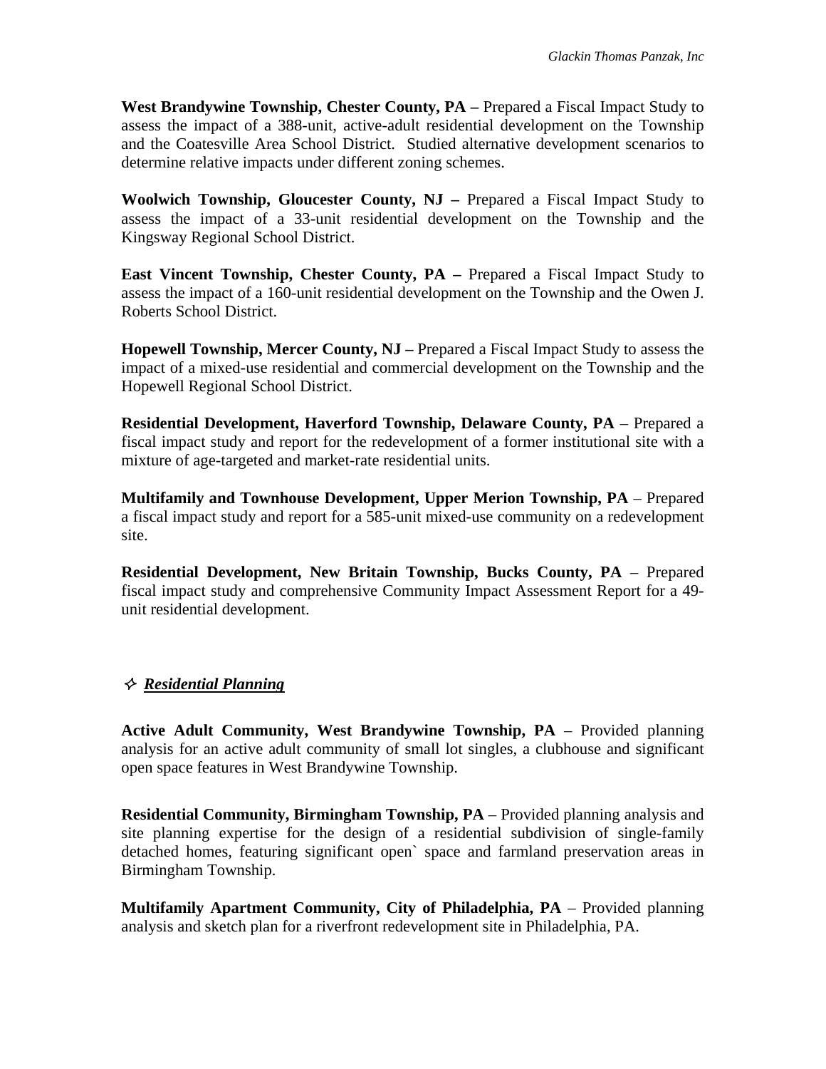**West Brandywine Township, Chester County, PA –** Prepared a Fiscal Impact Study to assess the impact of a 388-unit, active-adult residential development on the Township and the Coatesville Area School District. Studied alternative development scenarios to determine relative impacts under different zoning schemes.

**Woolwich Township, Gloucester County, NJ –** Prepared a Fiscal Impact Study to assess the impact of a 33-unit residential development on the Township and the Kingsway Regional School District.

**East Vincent Township, Chester County, PA –** Prepared a Fiscal Impact Study to assess the impact of a 160-unit residential development on the Township and the Owen J. Roberts School District.

**Hopewell Township, Mercer County, NJ –** Prepared a Fiscal Impact Study to assess the impact of a mixed-use residential and commercial development on the Township and the Hopewell Regional School District.

**Residential Development, Haverford Township, Delaware County, PA** – Prepared a fiscal impact study and report for the redevelopment of a former institutional site with a mixture of age-targeted and market-rate residential units.

**Multifamily and Townhouse Development, Upper Merion Township, PA** – Prepared a fiscal impact study and report for a 585-unit mixed-use community on a redevelopment site.

**Residential Development, New Britain Township, Bucks County, PA** – Prepared fiscal impact study and comprehensive Community Impact Assessment Report for a 49-unit residential development.

## ✧ ***Residential Planning***

**Active Adult Community, West Brandywine Township, PA** – Provided planning analysis for an active adult community of small lot singles, a clubhouse and significant open space features in West Brandywine Township.

**Residential Community, Birmingham Township, PA** – Provided planning analysis and site planning expertise for the design of a residential subdivision of single-family detached homes, featuring significant open` space and farmland preservation areas in Birmingham Township.

**Multifamily Apartment Community, City of Philadelphia, PA** – Provided planning analysis and sketch plan for a riverfront redevelopment site in Philadelphia, PA.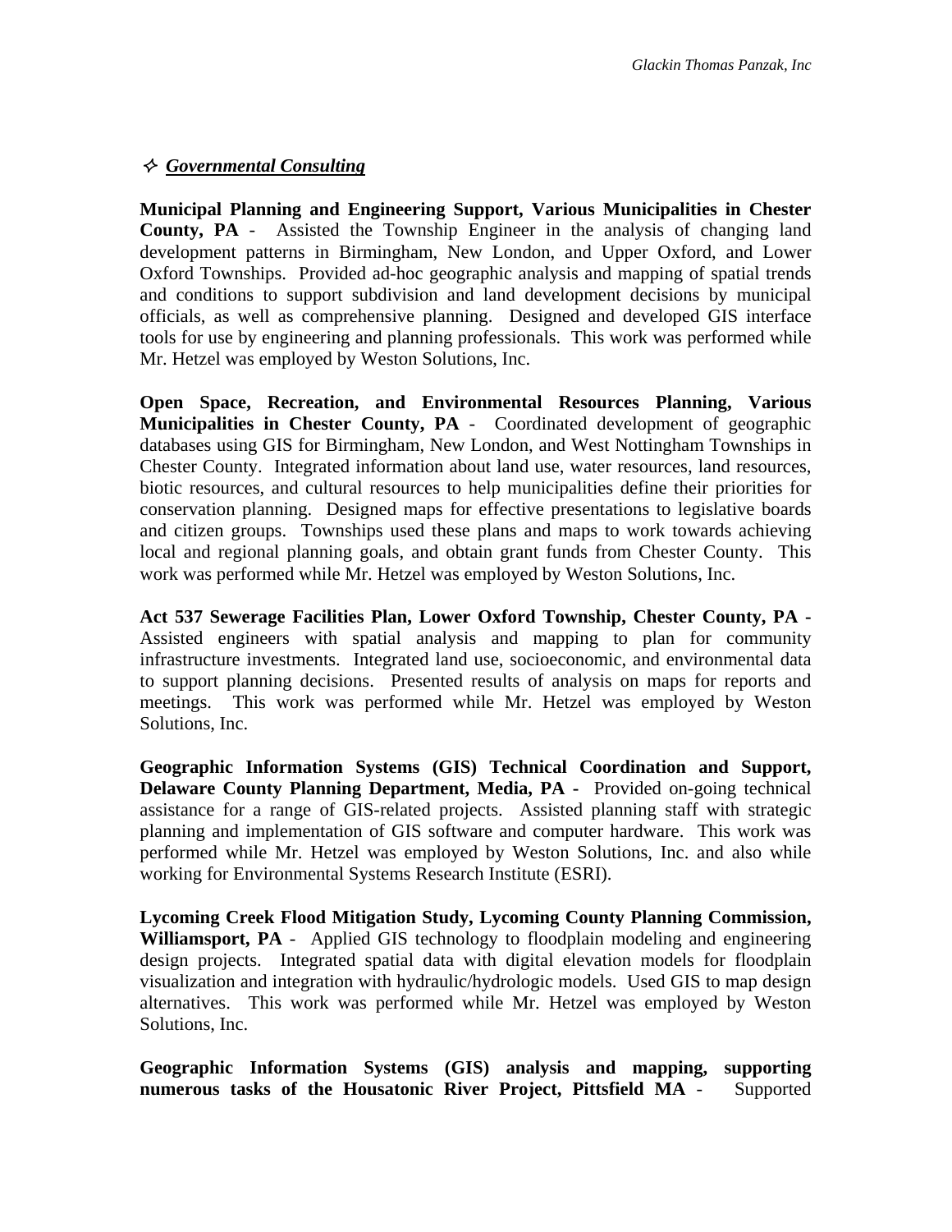## ✧ ***Governmental Consulting***

**Municipal Planning and Engineering Support, Various Municipalities in Chester County, PA** - Assisted the Township Engineer in the analysis of changing land development patterns in Birmingham, New London, and Upper Oxford, and Lower Oxford Townships. Provided ad-hoc geographic analysis and mapping of spatial trends and conditions to support subdivision and land development decisions by municipal officials, as well as comprehensive planning. Designed and developed GIS interface tools for use by engineering and planning professionals. This work was performed while Mr. Hetzel was employed by Weston Solutions, Inc.

**Open Space, Recreation, and Environmental Resources Planning, Various Municipalities in Chester County, PA** - Coordinated development of geographic databases using GIS for Birmingham, New London, and West Nottingham Townships in Chester County. Integrated information about land use, water resources, land resources, biotic resources, and cultural resources to help municipalities define their priorities for conservation planning. Designed maps for effective presentations to legislative boards and citizen groups. Townships used these plans and maps to work towards achieving local and regional planning goals, and obtain grant funds from Chester County. This work was performed while Mr. Hetzel was employed by Weston Solutions, Inc.

**Act 537 Sewerage Facilities Plan, Lower Oxford Township, Chester County, PA -** Assisted engineers with spatial analysis and mapping to plan for community infrastructure investments. Integrated land use, socioeconomic, and environmental data to support planning decisions. Presented results of analysis on maps for reports and meetings. This work was performed while Mr. Hetzel was employed by Weston Solutions, Inc.

**Geographic Information Systems (GIS) Technical Coordination and Support, Delaware County Planning Department, Media, PA -** Provided on-going technical assistance for a range of GIS-related projects. Assisted planning staff with strategic planning and implementation of GIS software and computer hardware. This work was performed while Mr. Hetzel was employed by Weston Solutions, Inc. and also while working for Environmental Systems Research Institute (ESRI).

**Lycoming Creek Flood Mitigation Study, Lycoming County Planning Commission, Williamsport, PA** - Applied GIS technology to floodplain modeling and engineering design projects. Integrated spatial data with digital elevation models for floodplain visualization and integration with hydraulic/hydrologic models. Used GIS to map design alternatives. This work was performed while Mr. Hetzel was employed by Weston Solutions, Inc.

**Geographic Information Systems (GIS) analysis and mapping, supporting numerous tasks of the Housatonic River Project, Pittsfield MA** - Supported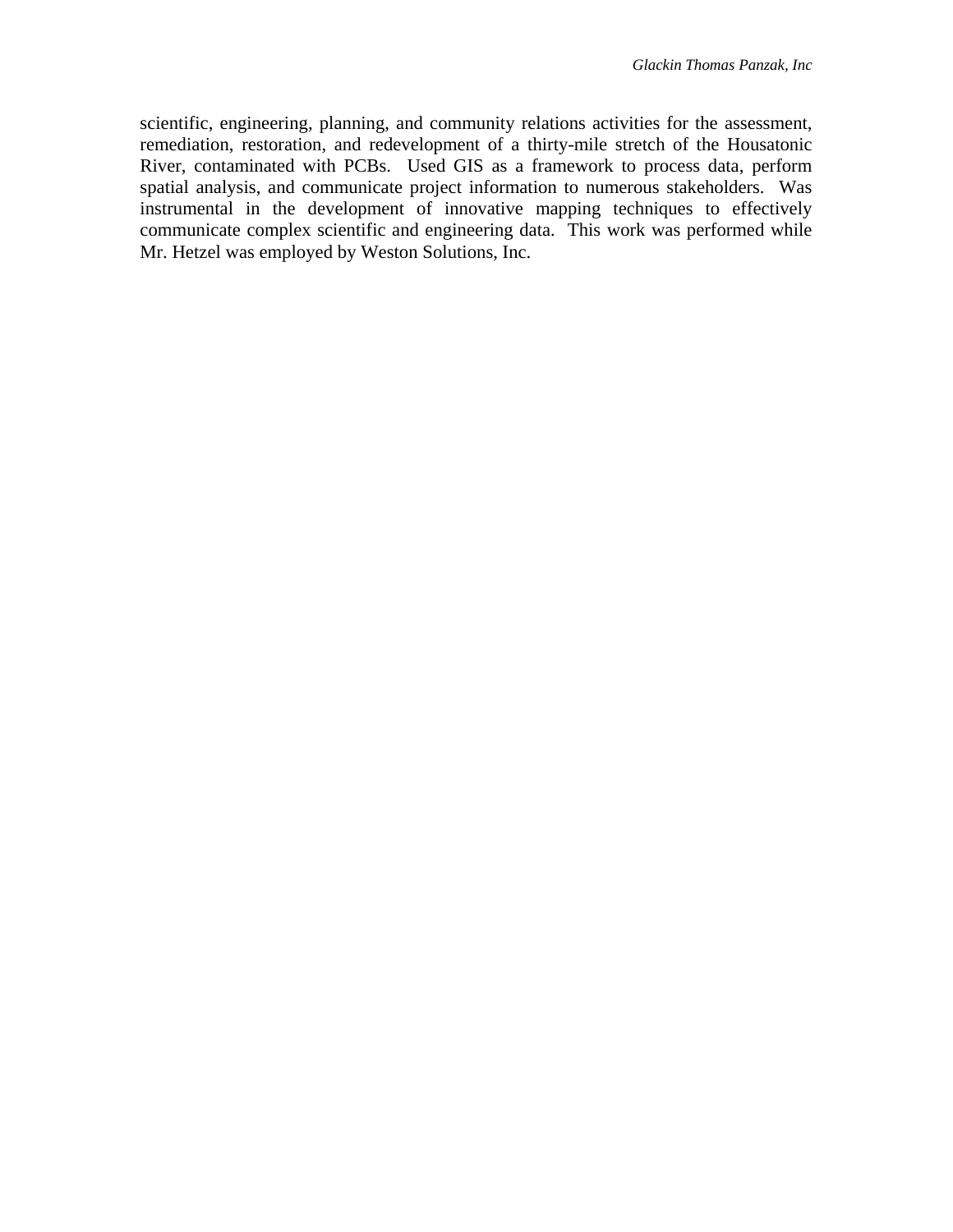scientific, engineering, planning, and community relations activities for the assessment, remediation, restoration, and redevelopment of a thirty-mile stretch of the Housatonic River, contaminated with PCBs. Used GIS as a framework to process data, perform spatial analysis, and communicate project information to numerous stakeholders. Was instrumental in the development of innovative mapping techniques to effectively communicate complex scientific and engineering data. This work was performed while Mr. Hetzel was employed by Weston Solutions, Inc.